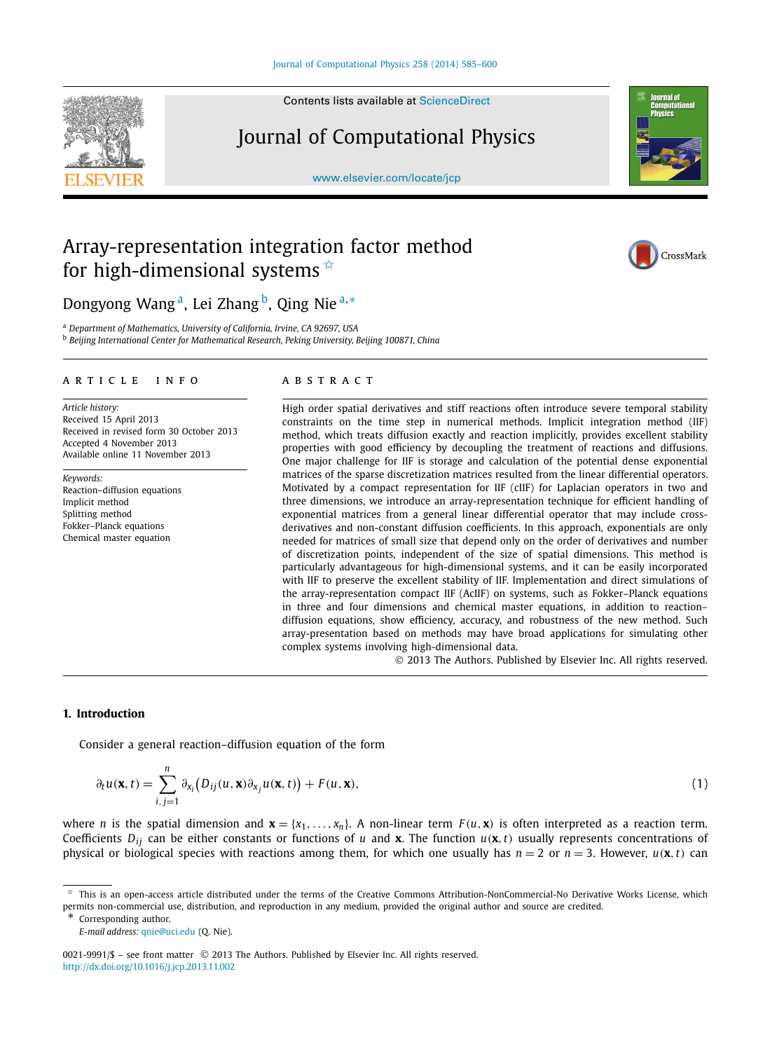# Array-representation integration factor method for high-dimensional systems ☆

Dongyong Wang [a], Lei Zhang [b], Qing Nie [a,*]

[a] Department of Mathematics, University of California, Irvine, CA 92697, USA
[b] Beijing International Center for Mathematical Research, Peking University, Beijing 100871, China

## ARTICLE INFO

*Article history:*
Received 15 April 2013
Received in revised form 30 October 2013
Accepted 4 November 2013
Available online 11 November 2013

*Keywords:*
Reaction–diffusion equations
Implicit method
Splitting method
Fokker–Planck equations
Chemical master equation

## ABSTRACT

High order spatial derivatives and stiff reactions often introduce severe temporal stability constraints on the time step in numerical methods. Implicit integration method (IIF) method, which treats diffusion exactly and reaction implicitly, provides excellent stability properties with good efficiency by decoupling the treatment of reactions and diffusions. One major challenge for IIF is storage and calculation of the potential dense exponential matrices of the sparse discretization matrices resulted from the linear differential operators. Motivated by a compact representation for IIF (cIIF) for Laplacian operators in two and three dimensions, we introduce an array-representation technique for efficient handling of exponential matrices from a general linear differential operator that may include cross-derivatives and non-constant diffusion coefficients. In this approach, exponentials are only needed for matrices of small size that depend only on the order of derivatives and number of discretization points, independent of the size of spatial dimensions. This method is particularly advantageous for high-dimensional systems, and it can be easily incorporated with IIF to preserve the excellent stability of IIF. Implementation and direct simulations of the array-representation compact IIF (AcIIF) on systems, such as Fokker–Planck equations in three and four dimensions and chemical master equations, in addition to reaction–diffusion equations, show efficiency, accuracy, and robustness of the new method. Such array-presentation based on methods may have broad applications for simulating other complex systems involving high-dimensional data.

© 2013 The Authors. Published by Elsevier Inc. All rights reserved.

## 1. Introduction

Consider a general reaction–diffusion equation of the form

$$\partial_t u(\mathbf{x}, t) = \sum_{i,j=1}^{n} \partial_{x_i}\big(D_{ij}(u, \mathbf{x})\partial_{x_j} u(\mathbf{x}, t)\big) + F(u, \mathbf{x}), \tag{1}$$

where $n$ is the spatial dimension and $\mathbf{x} = \{x_1, \ldots, x_n\}$. A non-linear term $F(u, \mathbf{x})$ is often interpreted as a reaction term. Coefficients $D_{ij}$ can be either constants or functions of $u$ and $\mathbf{x}$. The function $u(\mathbf{x}, t)$ usually represents concentrations of physical or biological species with reactions among them, for which one usually has $n = 2$ or $n = 3$. However, $u(\mathbf{x}, t)$ can

☆ This is an open-access article distributed under the terms of the Creative Commons Attribution-NonCommercial-No Derivative Works License, which permits non-commercial use, distribution, and reproduction in any medium, provided the original author and source are credited.

\* Corresponding author.

*E-mail address:* qnie@uci.edu (Q. Nie).

0021-9991/$ – see front matter © 2013 The Authors. Published by Elsevier Inc. All rights reserved.
http://dx.doi.org/10.1016/j.jcp.2013.11.002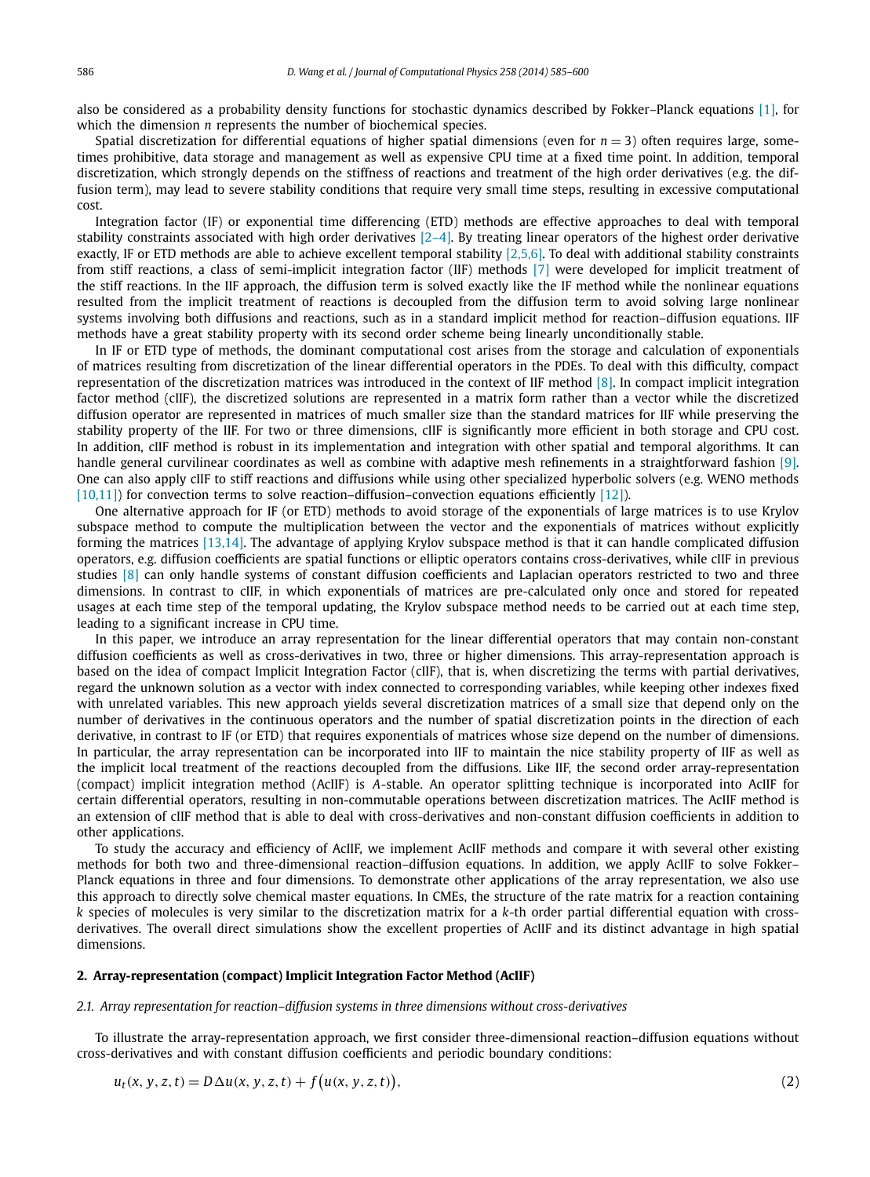also be considered as a probability density functions for stochastic dynamics described by Fokker–Planck equations [1], for which the dimension $n$ represents the number of biochemical species.

Spatial discretization for differential equations of higher spatial dimensions (even for $n = 3$) often requires large, sometimes prohibitive, data storage and management as well as expensive CPU time at a fixed time point. In addition, temporal discretization, which strongly depends on the stiffness of reactions and treatment of the high order derivatives (e.g. the diffusion term), may lead to severe stability conditions that require very small time steps, resulting in excessive computational cost.

Integration factor (IF) or exponential time differencing (ETD) methods are effective approaches to deal with temporal stability constraints associated with high order derivatives [2–4]. By treating linear operators of the highest order derivative exactly, IF or ETD methods are able to achieve excellent temporal stability [2,5,6]. To deal with additional stability constraints from stiff reactions, a class of semi-implicit integration factor (IIF) methods [7] were developed for implicit treatment of the stiff reactions. In the IIF approach, the diffusion term is solved exactly like the IF method while the nonlinear equations resulted from the implicit treatment of reactions is decoupled from the diffusion term to avoid solving large nonlinear systems involving both diffusions and reactions, such as in a standard implicit method for reaction–diffusion equations. IIF methods have a great stability property with its second order scheme being linearly unconditionally stable.

In IF or ETD type of methods, the dominant computational cost arises from the storage and calculation of exponentials of matrices resulting from discretization of the linear differential operators in the PDEs. To deal with this difficulty, compact representation of the discretization matrices was introduced in the context of IIF method [8]. In compact implicit integration factor method (cIIF), the discretized solutions are represented in a matrix form rather than a vector while the discretized diffusion operator are represented in matrices of much smaller size than the standard matrices for IIF while preserving the stability property of the IIF. For two or three dimensions, cIIF is significantly more efficient in both storage and CPU cost. In addition, cIIF method is robust in its implementation and integration with other spatial and temporal algorithms. It can handle general curvilinear coordinates as well as combine with adaptive mesh refinements in a straightforward fashion [9]. One can also apply cIIF to stiff reactions and diffusions while using other specialized hyperbolic solvers (e.g. WENO methods [10,11]) for convection terms to solve reaction–diffusion–convection equations efficiently [12].

One alternative approach for IF (or ETD) methods to avoid storage of the exponentials of large matrices is to use Krylov subspace method to compute the multiplication between the vector and the exponentials of matrices without explicitly forming the matrices [13,14]. The advantage of applying Krylov subspace method is that it can handle complicated diffusion operators, e.g. diffusion coefficients are spatial functions or elliptic operators contains cross-derivatives, while cIIF in previous studies [8] can only handle systems of constant diffusion coefficients and Laplacian operators restricted to two and three dimensions. In contrast to cIIF, in which exponentials of matrices are pre-calculated only once and stored for repeated usages at each time step of the temporal updating, the Krylov subspace method needs to be carried out at each time step, leading to a significant increase in CPU time.

In this paper, we introduce an array representation for the linear differential operators that may contain non-constant diffusion coefficients as well as cross-derivatives in two, three or higher dimensions. This array-representation approach is based on the idea of compact Implicit Integration Factor (cIIF), that is, when discretizing the terms with partial derivatives, regard the unknown solution as a vector with index connected to corresponding variables, while keeping other indexes fixed with unrelated variables. This new approach yields several discretization matrices of a small size that depend only on the number of derivatives in the continuous operators and the number of spatial discretization points in the direction of each derivative, in contrast to IF (or ETD) that requires exponentials of matrices whose size depend on the number of dimensions. In particular, the array representation can be incorporated into IIF to maintain the nice stability property of IIF as well as the implicit local treatment of the reactions decoupled from the diffusions. Like IIF, the second order array-representation (compact) implicit integration method (AcIIF) is $A$-stable. An operator splitting technique is incorporated into AcIIF for certain differential operators, resulting in non-commutable operations between discretization matrices. The AcIIF method is an extension of cIIF method that is able to deal with cross-derivatives and non-constant diffusion coefficients in addition to other applications.

To study the accuracy and efficiency of AcIIF, we implement AcIIF methods and compare it with several other existing methods for both two and three-dimensional reaction–diffusion equations. In addition, we apply AcIIF to solve Fokker–Planck equations in three and four dimensions. To demonstrate other applications of the array representation, we also use this approach to directly solve chemical master equations. In CMEs, the structure of the rate matrix for a reaction containing $k$ species of molecules is very similar to the discretization matrix for a $k$-th order partial differential equation with cross-derivatives. The overall direct simulations show the excellent properties of AcIIF and its distinct advantage in high spatial dimensions.

## 2. Array-representation (compact) Implicit Integration Factor Method (AcIIF)

### 2.1. Array representation for reaction–diffusion systems in three dimensions without cross-derivatives

To illustrate the array-representation approach, we first consider three-dimensional reaction–diffusion equations without cross-derivatives and with constant diffusion coefficients and periodic boundary conditions:

$$u_t(x, y, z, t) = D\Delta u(x, y, z, t) + f\big(u(x, y, z, t)\big), \tag{2}$$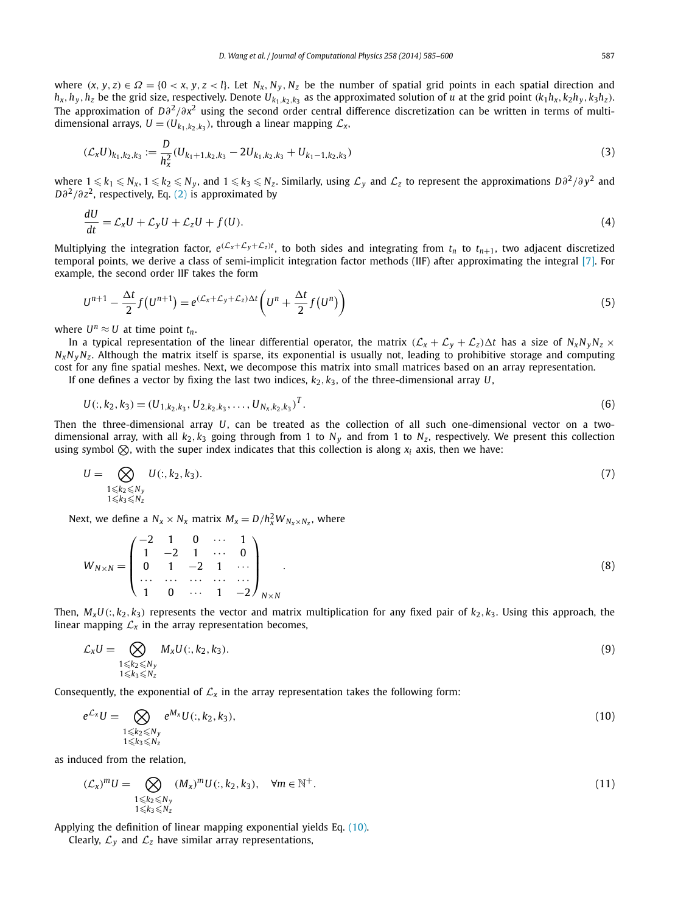where $(x, y, z) \in \Omega = \{0 < x, y, z < l\}$. Let $N_x, N_y, N_z$ be the number of spatial grid points in each spatial direction and $h_x, h_y, h_z$ be the grid size, respectively. Denote $U_{k_1,k_2,k_3}$ as the approximated solution of $u$ at the grid point $(k_1 h_x, k_2 h_y, k_3 h_z)$. The approximation of $D\partial^2/\partial x^2$ using the second order central difference discretization can be written in terms of multi-dimensional arrays, $U = (U_{k_1,k_2,k_3})$, through a linear mapping $\mathcal{L}_x$,

$$(\mathcal{L}_x U)_{k_1,k_2,k_3} := \frac{D}{h_x^2}(U_{k_1+1,k_2,k_3} - 2U_{k_1,k_2,k_3} + U_{k_1-1,k_2,k_3}) \tag{3}$$

where $1 \leqslant k_1 \leqslant N_x$, $1 \leqslant k_2 \leqslant N_y$, and $1 \leqslant k_3 \leqslant N_z$. Similarly, using $\mathcal{L}_y$ and $\mathcal{L}_z$ to represent the approximations $D\partial^2/\partial y^2$ and $D\partial^2/\partial z^2$, respectively, Eq. (2) is approximated by

$$\frac{dU}{dt} = \mathcal{L}_x U + \mathcal{L}_y U + \mathcal{L}_z U + f(U). \tag{4}$$

Multiplying the integration factor, $e^{(\mathcal{L}_x+\mathcal{L}_y+\mathcal{L}_z)t}$, to both sides and integrating from $t_n$ to $t_{n+1}$, two adjacent discretized temporal points, we derive a class of semi-implicit integration factor methods (IIF) after approximating the integral [7]. For example, the second order IIF takes the form

$$U^{n+1} - \frac{\Delta t}{2} f\big(U^{n+1}\big) = e^{(\mathcal{L}_x+\mathcal{L}_y+\mathcal{L}_z)\Delta t}\left(U^n + \frac{\Delta t}{2} f\big(U^n\big)\right) \tag{5}$$

where $U^n \approx U$ at time point $t_n$.

In a typical representation of the linear differential operator, the matrix $(\mathcal{L}_x + \mathcal{L}_y + \mathcal{L}_z)\Delta t$ has a size of $N_x N_y N_z \times N_x N_y N_z$. Although the matrix itself is sparse, its exponential is usually not, leading to prohibitive storage and computing cost for any fine spatial meshes. Next, we decompose this matrix into small matrices based on an array representation.

If one defines a vector by fixing the last two indices, $k_2, k_3$, of the three-dimensional array $U$,

$$U(:, k_2, k_3) = (U_{1,k_2,k_3}, U_{2,k_2,k_3}, \ldots, U_{N_x,k_2,k_3})^T. \tag{6}$$

Then the three-dimensional array $U$, can be treated as the collection of all such one-dimensional vector on a two-dimensional array, with all $k_2, k_3$ going through from 1 to $N_y$ and from 1 to $N_z$, respectively. We present this collection using symbol $\bigotimes$, with the super index indicates that this collection is along $x_i$ axis, then we have:

$$U = \bigotimes_{\substack{1\leqslant k_2\leqslant N_y\\ 1\leqslant k_3\leqslant N_z}} U(:, k_2, k_3). \tag{7}$$

Next, we define a $N_x \times N_x$ matrix $M_x = D/h_x^2 W_{N_x\times N_x}$, where

$$W_{N\times N} = \begin{pmatrix} -2 & 1 & 0 & \cdots & 1 \\ 1 & -2 & 1 & \cdots & 0 \\ 0 & 1 & -2 & 1 & \cdots \\ \cdots & \cdots & \cdots & \cdots & \cdots \\ 1 & 0 & \cdots & 1 & -2 \end{pmatrix}_{N\times N}. \tag{8}$$

Then, $M_x U(:, k_2, k_3)$ represents the vector and matrix multiplication for any fixed pair of $k_2, k_3$. Using this approach, the linear mapping $\mathcal{L}_x$ in the array representation becomes,

$$\mathcal{L}_x U = \bigotimes_{\substack{1\leqslant k_2\leqslant N_y\\ 1\leqslant k_3\leqslant N_z}} M_x U(:, k_2, k_3). \tag{9}$$

Consequently, the exponential of $\mathcal{L}_x$ in the array representation takes the following form:

$$e^{\mathcal{L}_x} U = \bigotimes_{\substack{1\leqslant k_2\leqslant N_y\\ 1\leqslant k_3\leqslant N_z}} e^{M_x} U(:, k_2, k_3), \tag{10}$$

as induced from the relation,

$$(\mathcal{L}_x)^m U = \bigotimes_{\substack{1\leqslant k_2\leqslant N_y\\ 1\leqslant k_3\leqslant N_z}} (M_x)^m U(:, k_2, k_3), \quad \forall m \in \mathbb{N}^+. \tag{11}$$

Applying the definition of linear mapping exponential yields Eq. (10).

Clearly, $\mathcal{L}_y$ and $\mathcal{L}_z$ have similar array representations,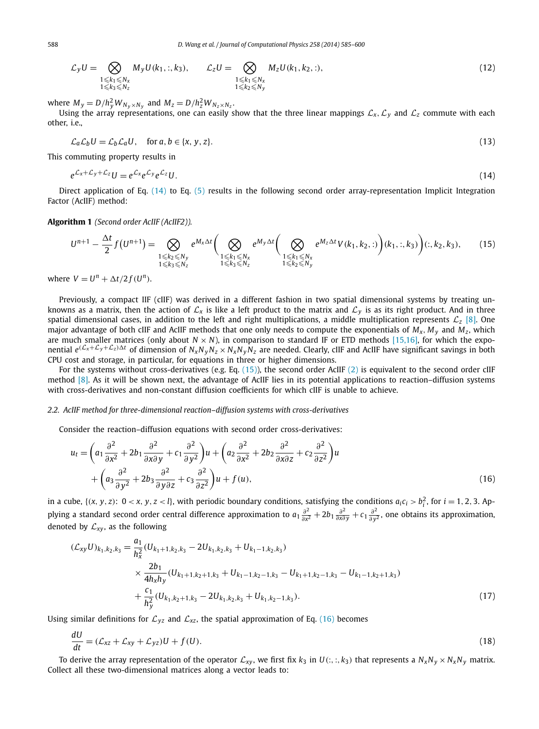$$\mathcal{L}_y U = \bigotimes_{\substack{1\leqslant k_1\leqslant N_x\\ 1\leqslant k_3\leqslant N_z}} M_y U(k_1,:,k_3), \qquad \mathcal{L}_z U = \bigotimes_{\substack{1\leqslant k_1\leqslant N_x\\ 1\leqslant k_2\leqslant N_y}} M_z U(k_1,k_2,:), \tag{12}$$

where $M_y = D/h_y^2 W_{N_y\times N_y}$ and $M_z = D/h_z^2 W_{N_z\times N_z}$.

Using the array representations, one can easily show that the three linear mappings $\mathcal{L}_x$, $\mathcal{L}_y$ and $\mathcal{L}_z$ commute with each other, i.e.,

$$\mathcal{L}_a \mathcal{L}_b U = \mathcal{L}_b \mathcal{L}_a U, \quad \text{for } a,b \in \{x,y,z\}. \tag{13}$$

This commuting property results in

$$e^{\mathcal{L}_x+\mathcal{L}_y+\mathcal{L}_z} U = e^{\mathcal{L}_x} e^{\mathcal{L}_y} e^{\mathcal{L}_z} U. \tag{14}$$

Direct application of Eq. (14) to Eq. (5) results in the following second order array-representation Implicit Integration Factor (AcIIF) method:

**Algorithm 1** *(Second order AcIIF (AcIIF2)).*

$$U^{n+1} - \frac{\Delta t}{2} f\left(U^{n+1}\right) = \bigotimes_{\substack{1\leqslant k_2\leqslant N_y\\ 1\leqslant k_3\leqslant N_z}} e^{M_x\Delta t}\left(\bigotimes_{\substack{1\leqslant k_1\leqslant N_x\\ 1\leqslant k_3\leqslant N_z}} e^{M_y\Delta t}\left(\bigotimes_{\substack{1\leqslant k_1\leqslant N_x\\ 1\leqslant k_2\leqslant N_y}} e^{M_z\Delta t} V(k_1,k_2,:)\right)(k_1,:,k_3)\right)(:,k_2,k_3), \tag{15}$$

where $V = U^n + \Delta t/2 f(U^n)$.

Previously, a compact IIF (cIIF) was derived in a different fashion in two spatial dimensional systems by treating unknowns as a matrix, then the action of $\mathcal{L}_x$ is like a left product to the matrix and $\mathcal{L}_y$ is as its right product. And in three spatial dimensional cases, in addition to the left and right multiplications, a middle multiplication represents $\mathcal{L}_z$ [8]. One major advantage of both cIIF and AcIIF methods that one only needs to compute the exponentials of $M_x$, $M_y$ and $M_z$, which are much smaller matrices (only about $N \times N$), in comparison to standard IF or ETD methods [15,16], for which the exponential $e^{(\mathcal{L}_x+\mathcal{L}_y+\mathcal{L}_z)\Delta t}$ of dimension of $N_xN_yN_z \times N_xN_yN_z$ are needed. Clearly, cIIF and AcIIF have significant savings in both CPU cost and storage, in particular, for equations in three or higher dimensions.

For the systems without cross-derivatives (e.g. Eq. (15)), the second order AcIIF (2) is equivalent to the second order cIIF method [8]. As it will be shown next, the advantage of AcIIF lies in its potential applications to reaction–diffusion systems with cross-derivatives and non-constant diffusion coefficients for which cIIF is unable to achieve.

### 2.2. AcIIF method for three-dimensional reaction–diffusion systems with cross-derivatives

Consider the reaction–diffusion equations with second order cross-derivatives:

$$\begin{aligned} u_t = {} & \left(a_1\frac{\partial^2}{\partial x^2} + 2b_1\frac{\partial^2}{\partial x\partial y} + c_1\frac{\partial^2}{\partial y^2}\right)u + \left(a_2\frac{\partial^2}{\partial x^2} + 2b_2\frac{\partial^2}{\partial x\partial z} + c_2\frac{\partial^2}{\partial z^2}\right)u \\ & + \left(a_3\frac{\partial^2}{\partial y^2} + 2b_3\frac{\partial^2}{\partial y\partial z} + c_3\frac{\partial^2}{\partial z^2}\right)u + f(u), \end{aligned} \tag{16}$$

in a cube, $\{(x,y,z)\colon\ 0<x,y,z<l\}$, with periodic boundary conditions, satisfying the conditions $a_ic_i > b_i^2$, for $i = 1,2,3$. Applying a standard second order central difference approximation to $a_1\frac{\partial^2}{\partial x^2} + 2b_1\frac{\partial^2}{\partial x\partial y} + c_1\frac{\partial^2}{\partial y^2}$, one obtains its approximation, denoted by $\mathcal{L}_{xy}$, as the following

$$\begin{aligned} (\mathcal{L}_{xy}U)_{k_1,k_2,k_3} = {} & \frac{a_1}{h_x^2}(U_{k_1+1,k_2,k_3} - 2U_{k_1,k_2,k_3} + U_{k_1-1,k_2,k_3}) \\ & \times \frac{2b_1}{4h_xh_y}(U_{k_1+1,k_2+1,k_3} + U_{k_1-1,k_2-1,k_3} - U_{k_1+1,k_2-1,k_3} - U_{k_1-1,k_2+1,k_3}) \\ & + \frac{c_1}{h_y^2}(U_{k_1,k_2+1,k_3} - 2U_{k_1,k_2,k_3} + U_{k_1,k_2-1,k_3}). \end{aligned} \tag{17}$$

Using similar definitions for $\mathcal{L}_{yz}$ and $\mathcal{L}_{xz}$, the spatial approximation of Eq. (16) becomes

$$\frac{dU}{dt} = (\mathcal{L}_{xz} + \mathcal{L}_{xy} + \mathcal{L}_{yz})U + f(U). \tag{18}$$

To derive the array representation of the operator $\mathcal{L}_{xy}$, we first fix $k_3$ in $U(:,:,k_3)$ that represents a $N_xN_y \times N_xN_y$ matrix. Collect all these two-dimensional matrices along a vector leads to: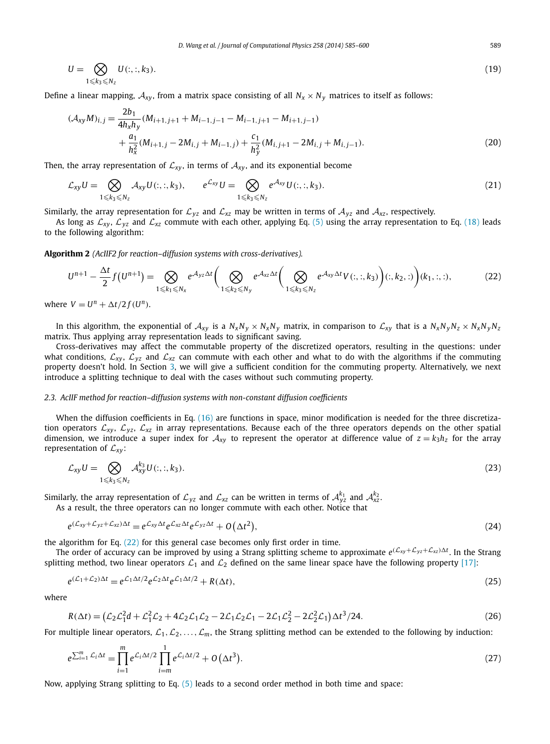$$U = \bigotimes_{1 \leqslant k_3 \leqslant N_z} U(:,:,k_3). \tag{19}$$

Define a linear mapping, $\mathcal{A}_{xy}$, from a matrix space consisting of all $N_x \times N_y$ matrices to itself as follows:

$$(\mathcal{A}_{xy}M)_{i,j} = \frac{2b_1}{4h_x h_y}(M_{i+1,j+1} + M_{i-1,j-1} - M_{i-1,j+1} - M_{i+1,j-1}) + \frac{a_1}{h_x^2}(M_{i+1,j} - 2M_{i,j} + M_{i-1,j}) + \frac{c_1}{h_y^2}(M_{i,j+1} - 2M_{i,j} + M_{i,j-1}). \tag{20}$$

Then, the array representation of $\mathcal{L}_{xy}$, in terms of $\mathcal{A}_{xy}$, and its exponential become

$$\mathcal{L}_{xy}U = \bigotimes_{1 \leqslant k_3 \leqslant N_z} \mathcal{A}_{xy}U(:,:,k_3), \qquad e^{\mathcal{L}_{xy}}U = \bigotimes_{1 \leqslant k_3 \leqslant N_z} e^{\mathcal{A}_{xy}}U(:,:,k_3). \tag{21}$$

Similarly, the array representation for $\mathcal{L}_{yz}$ and $\mathcal{L}_{xz}$ may be written in terms of $\mathcal{A}_{yz}$ and $\mathcal{A}_{xz}$, respectively.

As long as $\mathcal{L}_{xy}$, $\mathcal{L}_{yz}$ and $\mathcal{L}_{xz}$ commute with each other, applying Eq. (5) using the array representation to Eq. (18) leads to the following algorithm:

**Algorithm 2** *(AcIIF2 for reaction–diffusion systems with cross-derivatives).*

$$U^{n+1} - \frac{\Delta t}{2} f\left(U^{n+1}\right) = \bigotimes_{1 \leqslant k_1 \leqslant N_x} e^{\mathcal{A}_{yz}\Delta t}\left(\bigotimes_{1 \leqslant k_2 \leqslant N_y} e^{\mathcal{A}_{xz}\Delta t}\left(\bigotimes_{1 \leqslant k_3 \leqslant N_z} e^{\mathcal{A}_{xy}\Delta t} V(:,:,k_3)\right)(:,k_2,:)\right)(k_1,:,:), \tag{22}$$

where $V = U^n + \Delta t/2 f(U^n)$.

In this algorithm, the exponential of $\mathcal{A}_{xy}$ is a $N_x N_y \times N_x N_y$ matrix, in comparison to $\mathcal{L}_{xy}$ that is a $N_x N_y N_z \times N_x N_y N_z$ matrix. Thus applying array representation leads to significant saving.

Cross-derivatives may affect the commutable property of the discretized operators, resulting in the questions: under what conditions, $\mathcal{L}_{xy}$, $\mathcal{L}_{yz}$ and $\mathcal{L}_{xz}$ can commute with each other and what to do with the algorithms if the commuting property doesn't hold. In Section 3, we will give a sufficient condition for the commuting property. Alternatively, we next introduce a splitting technique to deal with the cases without such commuting property.

### 2.3. AcIIF method for reaction–diffusion systems with non-constant diffusion coefficients

When the diffusion coefficients in Eq. (16) are functions in space, minor modification is needed for the three discretization operators $\mathcal{L}_{xy}$, $\mathcal{L}_{yz}$, $\mathcal{L}_{xz}$ in array representations. Because each of the three operators depends on the other spatial dimension, we introduce a super index for $\mathcal{A}_{xy}$ to represent the operator at difference value of $z = k_3 h_z$ for the array representation of $\mathcal{L}_{xy}$:

$$\mathcal{L}_{xy}U = \bigotimes_{1 \leqslant k_3 \leqslant N_z} \mathcal{A}_{xy}^{k_3}U(:,:,k_3). \tag{23}$$

Similarly, the array representation of $\mathcal{L}_{yz}$ and $\mathcal{L}_{xz}$ can be written in terms of $\mathcal{A}_{yz}^{k_1}$ and $\mathcal{A}_{xz}^{k_2}$.

As a result, the three operators can no longer commute with each other. Notice that

$$e^{(\mathcal{L}_{xy}+\mathcal{L}_{yz}+\mathcal{L}_{xz})\Delta t} = e^{\mathcal{L}_{xy}\Delta t}e^{\mathcal{L}_{xz}\Delta t}e^{\mathcal{L}_{yz}\Delta t} + O\left(\Delta t^2\right), \tag{24}$$

the algorithm for Eq. (22) for this general case becomes only first order in time.

The order of accuracy can be improved by using a Strang splitting scheme to approximate $e^{(\mathcal{L}_{xy}+\mathcal{L}_{yz}+\mathcal{L}_{xz})\Delta t}$. In the Strang splitting method, two linear operators $\mathcal{L}_1$ and $\mathcal{L}_2$ defined on the same linear space have the following property [17]:

$$e^{(\mathcal{L}_1+\mathcal{L}_2)\Delta t} = e^{\mathcal{L}_1\Delta t/2}e^{\mathcal{L}_2\Delta t}e^{\mathcal{L}_1\Delta t/2} + R(\Delta t), \tag{25}$$

where

$$R(\Delta t) = \left(\mathcal{L}_2\mathcal{L}_1^2 d + \mathcal{L}_1^2\mathcal{L}_2 + 4\mathcal{L}_2\mathcal{L}_1\mathcal{L}_2 - 2\mathcal{L}_1\mathcal{L}_2\mathcal{L}_1 - 2\mathcal{L}_1\mathcal{L}_2^2 - 2\mathcal{L}_2^2\mathcal{L}_1\right)\Delta t^3/24. \tag{26}$$

For multiple linear operators, $\mathcal{L}_1, \mathcal{L}_2, \ldots, \mathcal{L}_m$, the Strang splitting method can be extended to the following by induction:

$$e^{\sum_{i=1}^m \mathcal{L}_i \Delta t} = \prod_{i=1}^{m} e^{\mathcal{L}_i \Delta t/2} \prod_{i=m}^{1} e^{\mathcal{L}_i \Delta t/2} + O\left(\Delta t^3\right). \tag{27}$$

Now, applying Strang splitting to Eq. (5) leads to a second order method in both time and space: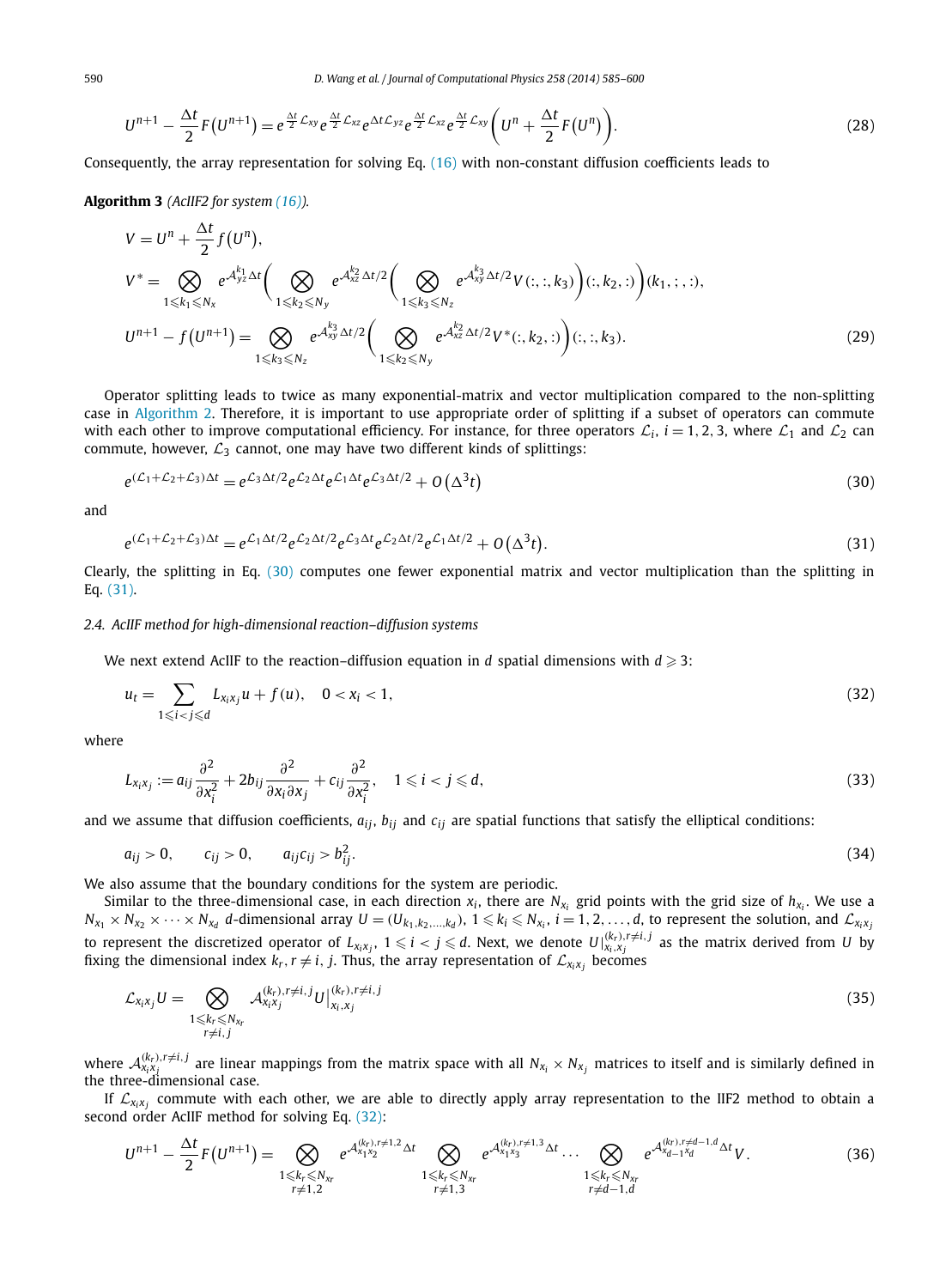$$U^{n+1} - \frac{\Delta t}{2} F\big(U^{n+1}\big) = e^{\frac{\Delta t}{2}\mathcal{L}_{xy}} e^{\frac{\Delta t}{2}\mathcal{L}_{xz}} e^{\Delta t \mathcal{L}_{yz}} e^{\frac{\Delta t}{2}\mathcal{L}_{xz}} e^{\frac{\Delta t}{2}\mathcal{L}_{xy}} \left( U^n + \frac{\Delta t}{2} F\big(U^n\big) \right). \tag{28}$$

Consequently, the array representation for solving Eq. (16) with non-constant diffusion coefficients leads to

**Algorithm 3** *(AcIIF2 for system (16)).*

$$V = U^n + \frac{\Delta t}{2} f\big(U^n\big),$$

$$V^* = \bigotimes_{1 \leqslant k_1 \leqslant N_x} e^{\mathcal{A}_{yz}^{k_1} \Delta t} \left( \bigotimes_{1 \leqslant k_2 \leqslant N_y} e^{\mathcal{A}_{xz}^{k_2} \Delta t/2} \left( \bigotimes_{1 \leqslant k_3 \leqslant N_z} e^{\mathcal{A}_{xy}^{k_3} \Delta t/2} V(:,:,k_3) \right)(:,k_2,:) \right)(k_1,;,:),$$

$$U^{n+1} - f\big(U^{n+1}\big) = \bigotimes_{1 \leqslant k_3 \leqslant N_z} e^{\mathcal{A}_{xy}^{k_3} \Delta t/2} \left( \bigotimes_{1 \leqslant k_2 \leqslant N_y} e^{\mathcal{A}_{xz}^{k_2} \Delta t/2} V^*(:,k_2,:) \right)(:,:,k_3). \tag{29}$$

Operator splitting leads to twice as many exponential-matrix and vector multiplication compared to the non-splitting case in Algorithm 2. Therefore, it is important to use appropriate order of splitting if a subset of operators can commute with each other to improve computational efficiency. For instance, for three operators $\mathcal{L}_i$, $i = 1, 2, 3$, where $\mathcal{L}_1$ and $\mathcal{L}_2$ can commute, however, $\mathcal{L}_3$ cannot, one may have two different kinds of splittings:

$$e^{(\mathcal{L}_1 + \mathcal{L}_2 + \mathcal{L}_3)\Delta t} = e^{\mathcal{L}_3 \Delta t/2} e^{\mathcal{L}_2 \Delta t} e^{\mathcal{L}_1 \Delta t} e^{\mathcal{L}_3 \Delta t/2} + O\big(\Delta^3 t\big) \tag{30}$$

and

$$e^{(\mathcal{L}_1 + \mathcal{L}_2 + \mathcal{L}_3)\Delta t} = e^{\mathcal{L}_1 \Delta t/2} e^{\mathcal{L}_2 \Delta t/2} e^{\mathcal{L}_3 \Delta t} e^{\mathcal{L}_2 \Delta t/2} e^{\mathcal{L}_1 \Delta t/2} + O\big(\Delta^3 t\big). \tag{31}$$

Clearly, the splitting in Eq. (30) computes one fewer exponential matrix and vector multiplication than the splitting in Eq. (31).

### 2.4. AcIIF method for high-dimensional reaction–diffusion systems

We next extend AcIIF to the reaction–diffusion equation in $d$ spatial dimensions with $d \geqslant 3$:

$$u_t = \sum_{1 \leqslant i < j \leqslant d} L_{x_i x_j} u + f(u), \quad 0 < x_i < 1, \tag{32}$$

where

$$L_{x_i x_j} := a_{ij} \frac{\partial^2}{\partial x_i^2} + 2 b_{ij} \frac{\partial^2}{\partial x_i \partial x_j} + c_{ij} \frac{\partial^2}{\partial x_i^2}, \quad 1 \leqslant i < j \leqslant d, \tag{33}$$

and we assume that diffusion coefficients, $a_{ij}$, $b_{ij}$ and $c_{ij}$ are spatial functions that satisfy the elliptical conditions:

$$a_{ij} > 0, \qquad c_{ij} > 0, \qquad a_{ij} c_{ij} > b_{ij}^2. \tag{34}$$

We also assume that the boundary conditions for the system are periodic.

Similar to the three-dimensional case, in each direction $x_i$, there are $N_{x_i}$ grid points with the grid size of $h_{x_i}$. We use a $N_{x_1} \times N_{x_2} \times \cdots \times N_{x_d}$ $d$-dimensional array $U = (U_{k_1,k_2,\ldots,k_d})$, $1 \leqslant k_i \leqslant N_{x_i}$, $i = 1, 2, \ldots, d$, to represent the solution, and $\mathcal{L}_{x_i x_j}$ to represent the discretized operator of $L_{x_i x_j}$, $1 \leqslant i < j \leqslant d$. Next, we denote $U|_{x_i,x_j}^{(k_r),r \neq i,j}$ as the matrix derived from $U$ by fixing the dimensional index $k_r, r \neq i, j$. Thus, the array representation of $\mathcal{L}_{x_i x_j}$ becomes

$$\mathcal{L}_{x_i x_j} U = \bigotimes_{\substack{1 \leqslant k_r \leqslant N_{x_r} \\ r \neq i,j}} \mathcal{A}_{x_i x_j}^{(k_r),r \neq i,j} U|_{x_i,x_j}^{(k_r),r \neq i,j} \tag{35}$$

where $\mathcal{A}_{x_i x_j}^{(k_r),r \neq i,j}$ are linear mappings from the matrix space with all $N_{x_i} \times N_{x_j}$ matrices to itself and is similarly defined in the three-dimensional case.

If $\mathcal{L}_{x_i x_j}$ commute with each other, we are able to directly apply array representation to the IIF2 method to obtain a second order AcIIF method for solving Eq. (32):

$$U^{n+1} - \frac{\Delta t}{2} F\big(U^{n+1}\big) = \bigotimes_{\substack{1 \leqslant k_r \leqslant N_{x_r} \\ r \neq 1,2}} e^{\mathcal{A}_{x_1 x_2}^{(k_r),r \neq 1,2} \Delta t} \bigotimes_{\substack{1 \leqslant k_r \leqslant N_{x_r} \\ r \neq 1,3}} e^{\mathcal{A}_{x_1 x_3}^{(k_r),r \neq 1,3} \Delta t} \cdots \bigotimes_{\substack{1 \leqslant k_r \leqslant N_{x_r} \\ r \neq d-1,d}} e^{\mathcal{A}_{x_{d-1} x_d}^{(k_r),r \neq d-1,d} \Delta t} V. \tag{36}$$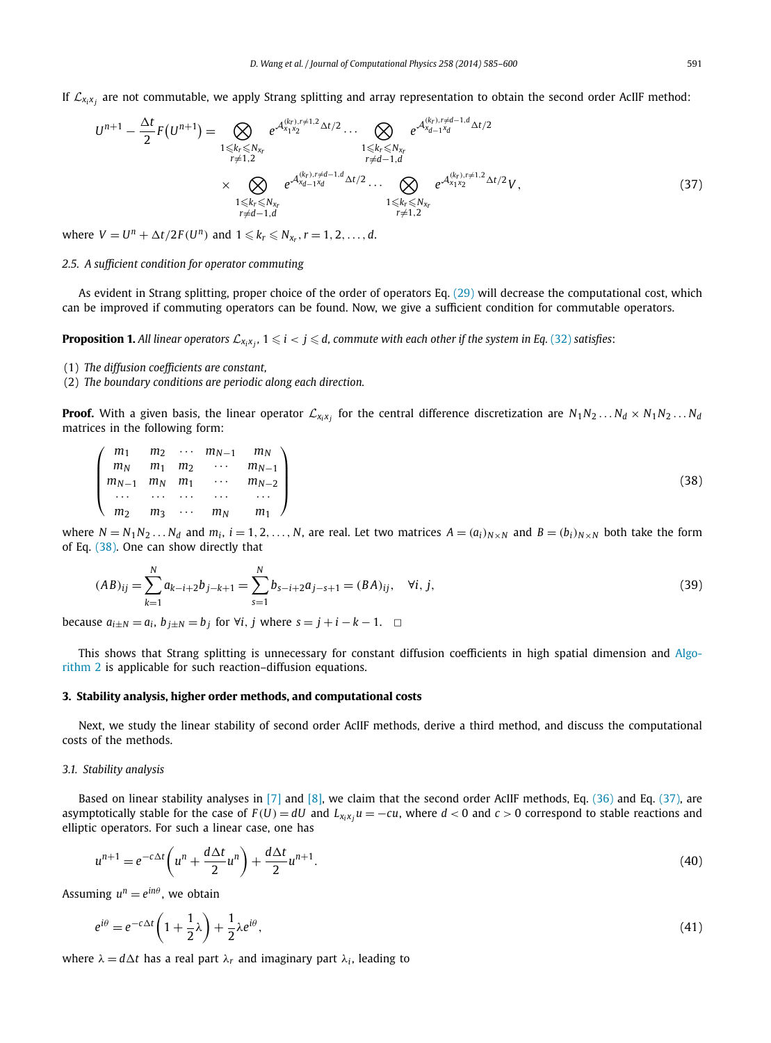If $\mathcal{L}_{x_i x_j}$ are not commutable, we apply Strang splitting and array representation to obtain the second order AcIIF method:

$$U^{n+1} - \frac{\Delta t}{2} F\left(U^{n+1}\right) = \bigotimes_{\substack{1 \leqslant k_r \leqslant N_{x_r} \\ r \neq 1,2}} e^{\mathcal{A}_{x_1 x_2}^{(k_r), r \neq 1,2} \Delta t/2} \cdots \bigotimes_{\substack{1 \leqslant k_r \leqslant N_{x_r} \\ r \neq d-1,d}} e^{\mathcal{A}_{x_{d-1} x_d}^{(k_r), r \neq d-1,d} \Delta t/2}$$
$$\times \bigotimes_{\substack{1 \leqslant k_r \leqslant N_{x_r} \\ r \neq d-1,d}} e^{\mathcal{A}_{x_{d-1} x_d}^{(k_r), r \neq d-1,d} \Delta t/2} \cdots \bigotimes_{\substack{1 \leqslant k_r \leqslant N_{x_r} \\ r \neq 1,2}} e^{\mathcal{A}_{x_1 x_2}^{(k_r), r \neq 1,2} \Delta t/2} V, \tag{37}$$

where $V = U^n + \Delta t/2 F(U^n)$ and $1 \leqslant k_r \leqslant N_{x_r}$, $r = 1, 2, \ldots, d$.

### 2.5. A sufficient condition for operator commuting

As evident in Strang splitting, proper choice of the order of operators Eq. (29) will decrease the computational cost, which can be improved if commuting operators can be found. Now, we give a sufficient condition for commutable operators.

**Proposition 1.** *All linear operators $\mathcal{L}_{x_i x_j}$, $1 \leqslant i < j \leqslant d$, commute with each other if the system in Eq. (32) satisfies*:

(1) *The diffusion coefficients are constant,*
(2) *The boundary conditions are periodic along each direction.*

**Proof.** With a given basis, the linear operator $\mathcal{L}_{x_i x_j}$ for the central difference discretization are $N_1 N_2 \ldots N_d \times N_1 N_2 \ldots N_d$ matrices in the following form:

$$\begin{pmatrix} m_1 & m_2 & \cdots & m_{N-1} & m_N \\ m_N & m_1 & m_2 & \cdots & m_{N-1} \\ m_{N-1} & m_N & m_1 & \cdots & m_{N-2} \\ \cdots & \cdots & \cdots & \cdots & \cdots \\ m_2 & m_3 & \cdots & m_N & m_1 \end{pmatrix} \tag{38}$$

where $N = N_1 N_2 \ldots N_d$ and $m_i$, $i = 1, 2, \ldots, N$, are real. Let two matrices $A = (a_i)_{N \times N}$ and $B = (b_i)_{N \times N}$ both take the form of Eq. (38). One can show directly that

$$(AB)_{ij} = \sum_{k=1}^{N} a_{k-i+2} b_{j-k+1} = \sum_{s=1}^{N} b_{s-i+2} a_{j-s+1} = (BA)_{ij}, \quad \forall i, j, \tag{39}$$

because $a_{i \pm N} = a_i$, $b_{j \pm N} = b_j$ for $\forall i, j$ where $s = j + i - k - 1$. $\square$

This shows that Strang splitting is unnecessary for constant diffusion coefficients in high spatial dimension and Algorithm 2 is applicable for such reaction–diffusion equations.

## 3. Stability analysis, higher order methods, and computational costs

Next, we study the linear stability of second order AcIIF methods, derive a third method, and discuss the computational costs of the methods.

### 3.1. Stability analysis

Based on linear stability analyses in [7] and [8], we claim that the second order AcIIF methods, Eq. (36) and Eq. (37), are asymptotically stable for the case of $F(U) = dU$ and $L_{x_i x_j} u = -cu$, where $d < 0$ and $c > 0$ correspond to stable reactions and elliptic operators. For such a linear case, one has

$$u^{n+1} = e^{-c\Delta t}\left(u^n + \frac{d\Delta t}{2} u^n\right) + \frac{d\Delta t}{2} u^{n+1}. \tag{40}$$

Assuming $u^n = e^{in\theta}$, we obtain

$$e^{i\theta} = e^{-c\Delta t}\left(1 + \frac{1}{2}\lambda\right) + \frac{1}{2}\lambda e^{i\theta}, \tag{41}$$

where $\lambda = d\Delta t$ has a real part $\lambda_r$ and imaginary part $\lambda_i$, leading to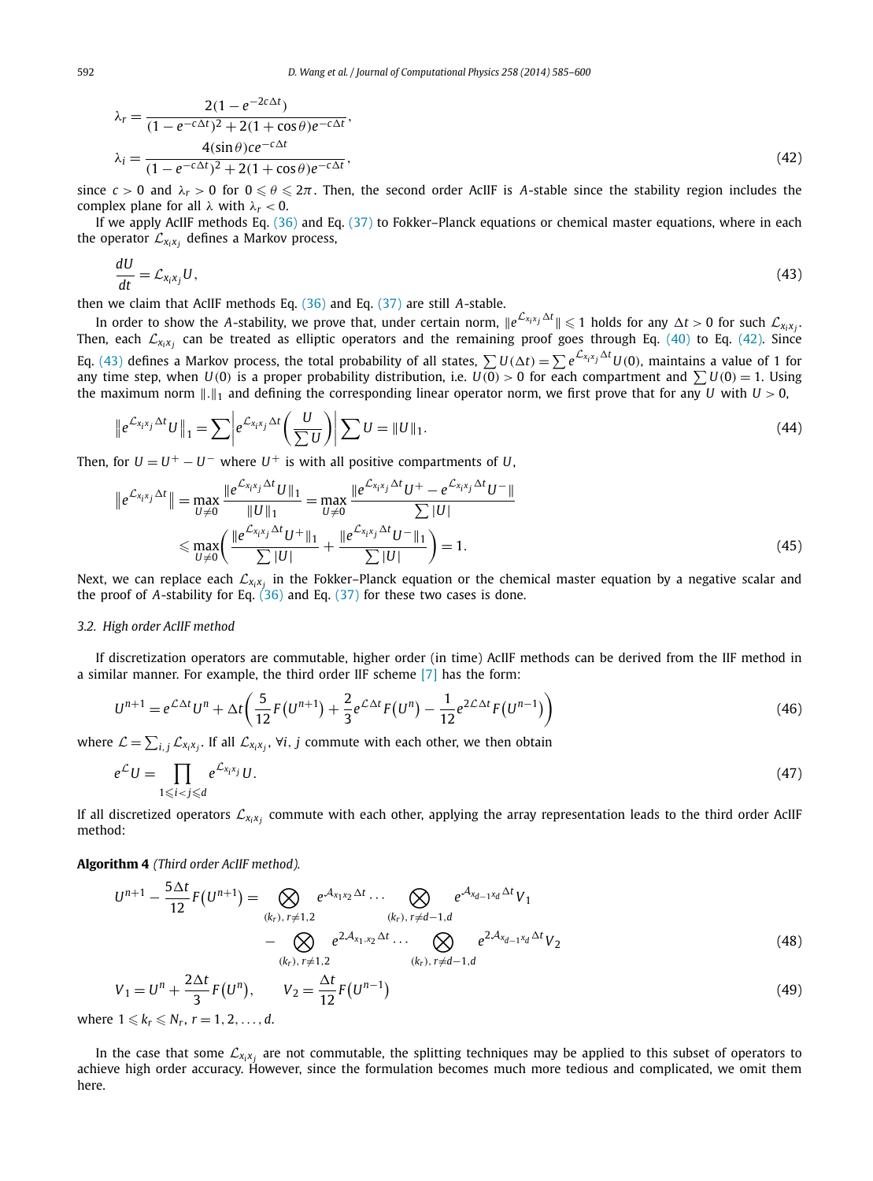$$
\begin{aligned}
\lambda_r &= \frac{2(1-e^{-2c\Delta t})}{(1-e^{-c\Delta t})^2 + 2(1+\cos\theta)e^{-c\Delta t}}, \\
\lambda_i &= \frac{4(\sin\theta)ce^{-c\Delta t}}{(1-e^{-c\Delta t})^2 + 2(1+\cos\theta)e^{-c\Delta t}},
\end{aligned}
\tag{42}
$$

since $c > 0$ and $\lambda_r > 0$ for $0 \leqslant \theta \leqslant 2\pi$. Then, the second order AcIIF is $A$-stable since the stability region includes the complex plane for all $\lambda$ with $\lambda_r < 0$.

If we apply AcIIF methods Eq. (36) and Eq. (37) to Fokker–Planck equations or chemical master equations, where in each the operator $\mathcal{L}_{x_i x_j}$ defines a Markov process,

$$
\frac{dU}{dt} = \mathcal{L}_{x_i x_j} U,
\tag{43}
$$

then we claim that AcIIF methods Eq. (36) and Eq. (37) are still $A$-stable.

In order to show the $A$-stability, we prove that, under certain norm, $\|e^{\mathcal{L}_{x_i x_j}\Delta t}\| \leqslant 1$ holds for any $\Delta t > 0$ for such $\mathcal{L}_{x_i x_j}$. Then, each $\mathcal{L}_{x_i x_j}$ can be treated as elliptic operators and the remaining proof goes through Eq. (40) to Eq. (42). Since Eq. (43) defines a Markov process, the total probability of all states, $\sum U(\Delta t) = \sum e^{\mathcal{L}_{x_i x_j}\Delta t} U(0)$, maintains a value of 1 for any time step, when $U(0)$ is a proper probability distribution, i.e. $U(0) > 0$ for each compartment and $\sum U(0) = 1$. Using the maximum norm $\|.\|_1$ and defining the corresponding linear operator norm, we first prove that for any $U$ with $U > 0$,

$$
\left\| e^{\mathcal{L}_{x_i x_j}\Delta t} U \right\|_1 = \sum \left| e^{\mathcal{L}_{x_i x_j}\Delta t} \left( \frac{U}{\sum U} \right) \right| \sum U = \|U\|_1.
\tag{44}
$$

Then, for $U = U^+ - U^-$ where $U^+$ is with all positive compartments of $U$,

$$
\begin{aligned}
\left\| e^{\mathcal{L}_{x_i x_j}\Delta t} \right\| &= \max_{U \neq 0} \frac{\|e^{\mathcal{L}_{x_i x_j}\Delta t} U\|_1}{\|U\|_1} = \max_{U \neq 0} \frac{\|e^{\mathcal{L}_{x_i x_j}\Delta t} U^+ - e^{\mathcal{L}_{x_i x_j}\Delta t} U^-\|}{\sum |U|} \\
&\leqslant \max_{U \neq 0} \left( \frac{\|e^{\mathcal{L}_{x_i x_j}\Delta t} U^+\|_1}{\sum |U|} + \frac{\|e^{\mathcal{L}_{x_i x_j}\Delta t} U^-\|_1}{\sum |U|} \right) = 1.
\end{aligned}
\tag{45}
$$

Next, we can replace each $\mathcal{L}_{x_i x_j}$ in the Fokker–Planck equation or the chemical master equation by a negative scalar and the proof of $A$-stability for Eq. (36) and Eq. (37) for these two cases is done.

### 3.2. High order AcIIF method

If discretization operators are commutable, higher order (in time) AcIIF methods can be derived from the IIF method in a similar manner. For example, the third order IIF scheme [7] has the form:

$$
U^{n+1} = e^{\mathcal{L}\Delta t} U^n + \Delta t \left( \frac{5}{12} F\left(U^{n+1}\right) + \frac{2}{3} e^{\mathcal{L}\Delta t} F\left(U^n\right) - \frac{1}{12} e^{2\mathcal{L}\Delta t} F\left(U^{n-1}\right) \right)
\tag{46}
$$

where $\mathcal{L} = \sum_{i,j} \mathcal{L}_{x_i x_j}$. If all $\mathcal{L}_{x_i x_j}$, $\forall i, j$ commute with each other, we then obtain

$$
e^{\mathcal{L}} U = \prod_{1 \leqslant i < j \leqslant d} e^{\mathcal{L}_{x_i x_j}} U.
\tag{47}
$$

If all discretized operators $\mathcal{L}_{x_i x_j}$ commute with each other, applying the array representation leads to the third order AcIIF method:

**Algorithm 4** *(Third order AcIIF method).*

$$
\begin{aligned}
U^{n+1} - \frac{5\Delta t}{12} F\left(U^{n+1}\right) &= \bigotimes_{(k_r),\, r \neq 1,2} e^{\mathcal{A}_{x_1 x_2}\Delta t} \cdots \bigotimes_{(k_r),\, r \neq d-1,d} e^{\mathcal{A}_{x_{d-1} x_d}\Delta t} V_1 \\
&\quad - \bigotimes_{(k_r),\, r \neq 1,2} e^{2\mathcal{A}_{x_1, x_2}\Delta t} \cdots \bigotimes_{(k_r),\, r \neq d-1,d} e^{2\mathcal{A}_{x_{d-1} x_d}\Delta t} V_2
\end{aligned}
\tag{48}
$$

$$
V_1 = U^n + \frac{2\Delta t}{3} F\left(U^n\right), \qquad V_2 = \frac{\Delta t}{12} F\left(U^{n-1}\right)
\tag{49}
$$

where $1 \leqslant k_r \leqslant N_r$, $r = 1, 2, \ldots, d$.

In the case that some $\mathcal{L}_{x_i x_j}$ are not commutable, the splitting techniques may be applied to this subset of operators to achieve high order accuracy. However, since the formulation becomes much more tedious and complicated, we omit them here.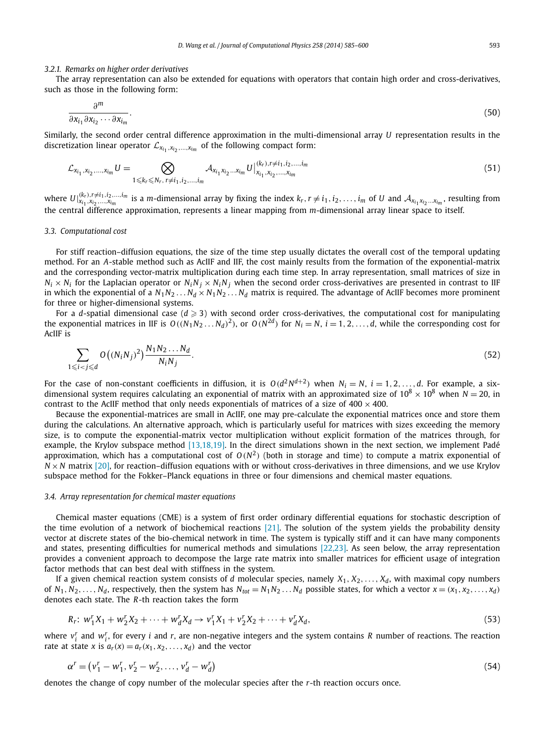#### 3.2.1. Remarks on higher order derivatives

The array representation can also be extended for equations with operators that contain high order and cross-derivatives, such as those in the following form:

$$\frac{\partial^m}{\partial x_{i_1} \partial x_{i_2} \cdots \partial x_{i_m}}. \tag{50}$$

Similarly, the second order central difference approximation in the multi-dimensional array $U$ representation results in the discretization linear operator $\mathcal{L}_{x_{i_1}, x_{i_2}, \ldots, x_{i_m}}$ of the following compact form:

$$\mathcal{L}_{x_{i_1}, x_{i_2}, \ldots, x_{i_m}} U = \bigotimes_{1 \leqslant k_r \leqslant N_r,\, r \neq i_1, i_2, \ldots, i_m} \mathcal{A}_{x_{i_1} x_{i_2} \ldots x_{i_m}} U \big|_{x_{i_1}, x_{i_2}, \ldots, x_{i_m}}^{(k_r), r \neq i_1, i_2, \ldots, i_m} \tag{51}$$

where $U|_{x_{i_1}, x_{i_2}, \ldots, x_{i_m}}^{(k_r), r \neq i_1, i_2, \ldots, i_m}$ is a $m$-dimensional array by fixing the index $k_r, r \neq i_1, i_2, \ldots, i_m$ of $U$ and $\mathcal{A}_{x_{i_1} x_{i_2} \ldots x_{i_m}}$, resulting from the central difference approximation, represents a linear mapping from $m$-dimensional array linear space to itself.

### 3.3. Computational cost

For stiff reaction–diffusion equations, the size of the time step usually dictates the overall cost of the temporal updating method. For an $A$-stable method such as AcIIF and IIF, the cost mainly results from the formation of the exponential-matrix and the corresponding vector-matrix multiplication during each time step. In array representation, small matrices of size in $N_i \times N_i$ for the Laplacian operator or $N_i N_j \times N_i N_j$ when the second order cross-derivatives are presented in contrast to IIF in which the exponential of a $N_1 N_2 \ldots N_d \times N_1 N_2 \ldots N_d$ matrix is required. The advantage of AcIIF becomes more prominent for three or higher-dimensional systems.

For a $d$-spatial dimensional case ($d \geqslant 3$) with second order cross-derivatives, the computational cost for manipulating the exponential matrices in IIF is $O((N_1 N_2 \ldots N_d)^2)$, or $O(N^{2d})$ for $N_i = N$, $i = 1, 2, \ldots, d$, while the corresponding cost for AcIIF is

$$\sum_{1 \leqslant i < j \leqslant d} O\big((N_i N_j)^2\big) \frac{N_1 N_2 \ldots N_d}{N_i N_j}. \tag{52}$$

For the case of non-constant coefficients in diffusion, it is $O(d^2 N^{d+2})$ when $N_i = N$, $i = 1, 2, \ldots, d$. For example, a six-dimensional system requires calculating an exponential of matrix with an approximated size of $10^8 \times 10^8$ when $N = 20$, in contrast to the AcIIF method that only needs exponentials of matrices of a size of $400 \times 400$.

Because the exponential-matrices are small in AcIIF, one may pre-calculate the exponential matrices once and store them during the calculations. An alternative approach, which is particularly useful for matrices with sizes exceeding the memory size, is to compute the exponential-matrix vector multiplication without explicit formation of the matrices through, for example, the Krylov subspace method [13,18,19]. In the direct simulations shown in the next section, we implement Padé approximation, which has a computational cost of $O(N^2)$ (both in storage and time) to compute a matrix exponential of $N \times N$ matrix [20], for reaction–diffusion equations with or without cross-derivatives in three dimensions, and we use Krylov subspace method for the Fokker–Planck equations in three or four dimensions and chemical master equations.

### 3.4. Array representation for chemical master equations

Chemical master equations (CME) is a system of first order ordinary differential equations for stochastic description of the time evolution of a network of biochemical reactions [21]. The solution of the system yields the probability density vector at discrete states of the bio-chemical network in time. The system is typically stiff and it can have many components and states, presenting difficulties for numerical methods and simulations [22,23]. As seen below, the array representation provides a convenient approach to decompose the large rate matrix into smaller matrices for efficient usage of integration factor methods that can best deal with stiffness in the system.

If a given chemical reaction system consists of $d$ molecular species, namely $X_1, X_2, \ldots, X_d$, with maximal copy numbers of $N_1, N_2, \ldots, N_d$, respectively, then the system has $N_{tot} = N_1 N_2 \ldots N_d$ possible states, for which a vector $x = (x_1, x_2, \ldots, x_d)$ denotes each state. The $R$-th reaction takes the form

$$R_r\colon\ w_1^r X_1 + w_2^r X_2 + \cdots + w_d^r X_d \to v_1^r X_1 + v_2^r X_2 + \cdots + v_d^r X_d, \tag{53}$$

where $v_i^r$ and $w_i^r$, for every $i$ and $r$, are non-negative integers and the system contains $R$ number of reactions. The reaction rate at state $x$ is $a_r(x) = a_r(x_1, x_2, \ldots, x_d)$ and the vector

$$\alpha^r = \big(v_1^r - w_1^r, v_2^r - w_2^r, \ldots, v_d^r - w_d^r\big) \tag{54}$$

denotes the change of copy number of the molecular species after the $r$-th reaction occurs once.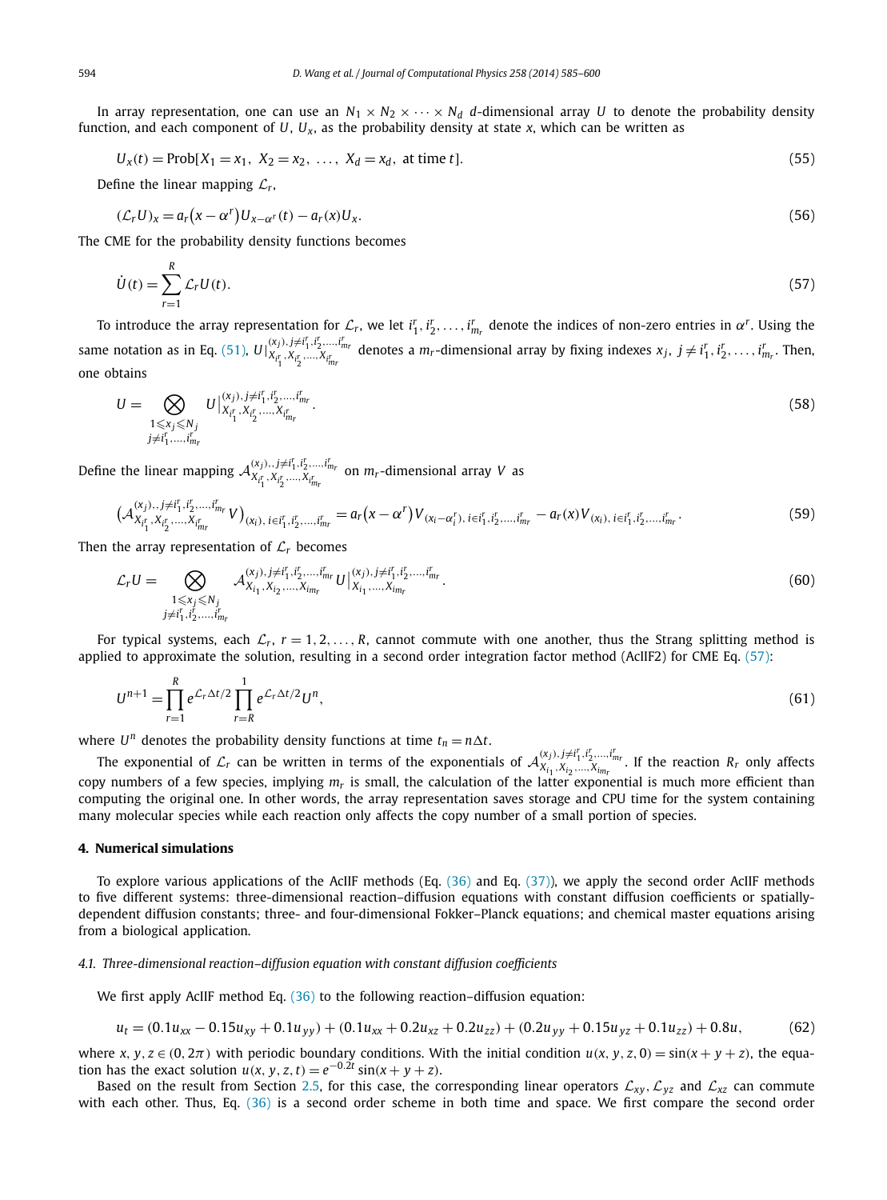In array representation, one can use an $N_1 \times N_2 \times \cdots \times N_d$ $d$-dimensional array $U$ to denote the probability density function, and each component of $U$, $U_x$, as the probability density at state $x$, which can be written as

$$U_x(t) = \text{Prob}[X_1 = x_1,\ X_2 = x_2,\ \ldots,\ X_d = x_d,\ \text{at time } t]. \tag{55}$$

Define the linear mapping $\mathcal{L}_r$,

$$(\mathcal{L}_r U)_x = a_r\big(x - \alpha^r\big) U_{x-\alpha^r}(t) - a_r(x) U_x. \tag{56}$$

The CME for the probability density functions becomes

$$\dot{U}(t) = \sum_{r=1}^{R} \mathcal{L}_r U(t). \tag{57}$$

To introduce the array representation for $\mathcal{L}_r$, we let $i_1^r, i_2^r, \ldots, i_{m_r}^r$ denote the indices of non-zero entries in $\alpha^r$. Using the same notation as in Eq. (51), $U|_{X_{i_1^r}, X_{i_2^r}, \ldots, X_{i_{m_r}^r}}^{(x_j), j \neq i_1^r, i_2^r, \ldots, i_{m_r}^r}$ denotes a $m_r$-dimensional array by fixing indexes $x_j$, $j \neq i_1^r, i_2^r, \ldots, i_{m_r}^r$. Then, one obtains

$$U = \bigotimes_{\substack{1 \leqslant x_j \leqslant N_j \\ j \neq i_1^r, \ldots, i_{m_r}^r}} U\big|_{X_{i_1^r}, X_{i_2^r}, \ldots, X_{i_{m_r}^r}}^{(x_j), j \neq i_1^r, i_2^r, \ldots, i_{m_r}^r}. \tag{58}$$

Define the linear mapping $\mathcal{A}_{X_{i_1^r}, X_{i_2^r}, \ldots, X_{i_{m_r}^r}}^{(x_j), j \neq i_1^r, i_2^r, \ldots, i_{m_r}^r}$ on $m_r$-dimensional array $V$ as

$$\big(\mathcal{A}_{X_{i_1^r}, X_{i_2^r}, \ldots, X_{i_{m_r}^r}}^{(x_j), j \neq i_1^r, i_2^r, \ldots, i_{m_r}^r} V\big)_{(x_i),\, i \in i_1^r, i_2^r, \ldots, i_{m_r}^r} = a_r\big(x - \alpha^r\big) V_{(x_i - \alpha_i^r),\, i \in i_1^r, i_2^r, \ldots, i_{m_r}^r} - a_r(x) V_{(x_i),\, i \in i_1^r, i_2^r, \ldots, i_{m_r}^r}. \tag{59}$$

Then the array representation of $\mathcal{L}_r$ becomes

$$\mathcal{L}_r U = \bigotimes_{\substack{1 \leqslant x_j \leqslant N_j \\ j \neq i_1^r, i_2^r, \ldots, i_{m_r}^r}} \mathcal{A}_{X_{i_1}, X_{i_2}, \ldots, X_{i_{m_r}}}^{(x_j), j \neq i_1^r, i_2^r, \ldots, i_{m_r}^r} U\big|_{X_{i_1}, \ldots, X_{i_{m_r}}}^{(x_j), j \neq i_1^r, i_2^r, \ldots, i_{m_r}^r}. \tag{60}$$

For typical systems, each $\mathcal{L}_r$, $r = 1, 2, \ldots, R$, cannot commute with one another, thus the Strang splitting method is applied to approximate the solution, resulting in a second order integration factor method (AcIIF2) for CME Eq. (57):

$$U^{n+1} = \prod_{r=1}^{R} e^{\mathcal{L}_r \Delta t/2} \prod_{r=R}^{1} e^{\mathcal{L}_r \Delta t/2} U^n, \tag{61}$$

where $U^n$ denotes the probability density functions at time $t_n = n\Delta t$.

The exponential of $\mathcal{L}_r$ can be written in terms of the exponentials of $\mathcal{A}_{X_{i_1}, X_{i_2}, \ldots, X_{i_{m_r}}}^{(x_j), j \neq i_1^r, i_2^r, \ldots, i_{m_r}^r}$. If the reaction $R_r$ only affects copy numbers of a few species, implying $m_r$ is small, the calculation of the latter exponential is much more efficient than computing the original one. In other words, the array representation saves storage and CPU time for the system containing many molecular species while each reaction only affects the copy number of a small portion of species.

## 4. Numerical simulations

To explore various applications of the AcIIF methods (Eq. (36) and Eq. (37)), we apply the second order AcIIF methods to five different systems: three-dimensional reaction–diffusion equations with constant diffusion coefficients or spatially-dependent diffusion constants; three- and four-dimensional Fokker–Planck equations; and chemical master equations arising from a biological application.

### 4.1. Three-dimensional reaction–diffusion equation with constant diffusion coefficients

We first apply AcIIF method Eq. (36) to the following reaction–diffusion equation:

$$u_t = (0.1u_{xx} - 0.15u_{xy} + 0.1u_{yy}) + (0.1u_{xx} + 0.2u_{xz} + 0.2u_{zz}) + (0.2u_{yy} + 0.15u_{yz} + 0.1u_{zz}) + 0.8u, \tag{62}$$

where $x, y, z \in (0, 2\pi)$ with periodic boundary conditions. With the initial condition $u(x, y, z, 0) = \sin(x + y + z)$, the equation has the exact solution $u(x, y, z, t) = e^{-0.2t} \sin(x + y + z)$.

Based on the result from Section 2.5, for this case, the corresponding linear operators $\mathcal{L}_{xy}$, $\mathcal{L}_{yz}$ and $\mathcal{L}_{xz}$ can commute with each other. Thus, Eq. (36) is a second order scheme in both time and space. We first compare the second order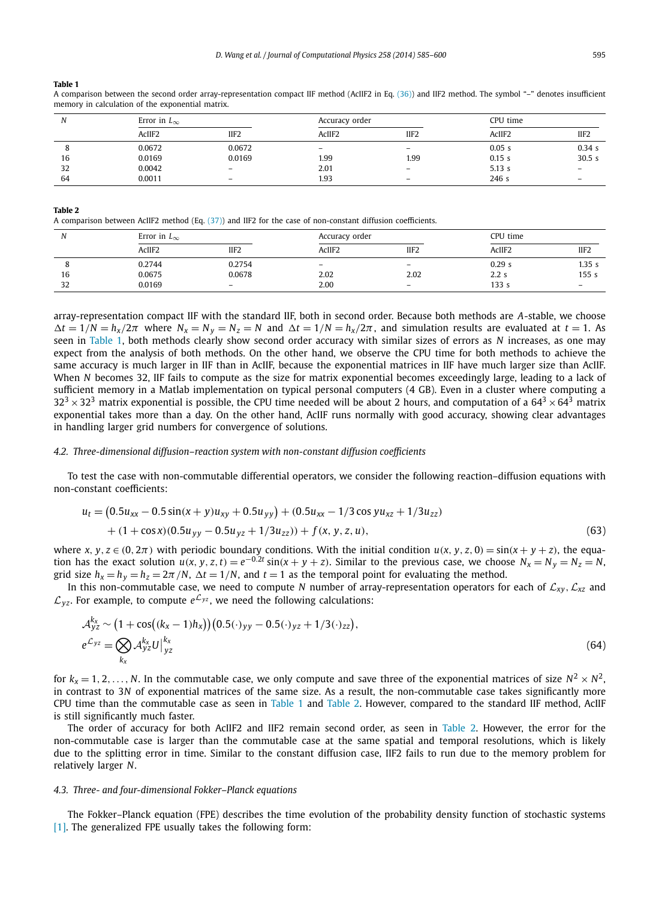**Table 1**
A comparison between the second order array-representation compact IIF method (AcIIF2 in Eq. (36)) and IIF2 method. The symbol "–" denotes insufficient memory in calculation of the exponential matrix.

| $N$ | Error in $L_\infty$ | | Accuracy order | | CPU time | |
|---|---|---|---|---|---|---|
| | AcIIF2 | IIF2 | AcIIF2 | IIF2 | AcIIF2 | IIF2 |
| 8 | 0.0672 | 0.0672 | – | – | 0.05 s | 0.34 s |
| 16 | 0.0169 | 0.0169 | 1.99 | 1.99 | 0.15 s | 30.5 s |
| 32 | 0.0042 | – | 2.01 | – | 5.13 s | – |
| 64 | 0.0011 | – | 1.93 | – | 246 s | – |

**Table 2**
A comparison between AcIIF2 method (Eq. (37)) and IIF2 for the case of non-constant diffusion coefficients.

| $N$ | Error in $L_\infty$ | | Accuracy order | | CPU time | |
|---|---|---|---|---|---|---|
| | AcIIF2 | IIF2 | AcIIF2 | IIF2 | AcIIF2 | IIF2 |
| 8 | 0.2744 | 0.2754 | – | – | 0.29 s | 1.35 s |
| 16 | 0.0675 | 0.0678 | 2.02 | 2.02 | 2.2 s | 155 s |
| 32 | 0.0169 | – | 2.00 | – | 133 s | – |

array-representation compact IIF with the standard IIF, both in second order. Because both methods are $A$-stable, we choose $\Delta t = 1/N = h_x/2\pi$ where $N_x = N_y = N_z = N$ and $\Delta t = 1/N = h_x/2\pi$, and simulation results are evaluated at $t = 1$. As seen in Table 1, both methods clearly show second order accuracy with similar sizes of errors as $N$ increases, as one may expect from the analysis of both methods. On the other hand, we observe the CPU time for both methods to achieve the same accuracy is much larger in IIF than in AcIIF, because the exponential matrices in IIF have much larger size than AcIIF. When $N$ becomes 32, IIF fails to compute as the size for matrix exponential becomes exceedingly large, leading to a lack of sufficient memory in a Matlab implementation on typical personal computers (4 GB). Even in a cluster where computing a $32^3 \times 32^3$ matrix exponential is possible, the CPU time needed will be about 2 hours, and computation of a $64^3 \times 64^3$ matrix exponential takes more than a day. On the other hand, AcIIF runs normally with good accuracy, showing clear advantages in handling larger grid numbers for convergence of solutions.

### 4.2. Three-dimensional diffusion–reaction system with non-constant diffusion coefficients

To test the case with non-commutable differential operators, we consider the following reaction–diffusion equations with non-constant coefficients:

$$u_t = \big(0.5u_{xx} - 0.5\sin(x+y)u_{xy} + 0.5u_{yy}\big) + (0.5u_{xx} - 1/3\cos y u_{xz} + 1/3u_{zz}) + (1+\cos x)(0.5u_{yy} - 0.5u_{yz} + 1/3u_{zz})) + f(x,y,z,u), \tag{63}$$

where $x, y, z \in (0, 2\pi)$ with periodic boundary conditions. With the initial condition $u(x, y, z, 0) = \sin(x + y + z)$, the equation has the exact solution $u(x, y, z, t) = e^{-0.2t}\sin(x + y + z)$. Similar to the previous case, we choose $N_x = N_y = N_z = N$, grid size $h_x = h_y = h_z = 2\pi/N$, $\Delta t = 1/N$, and $t = 1$ as the temporal point for evaluating the method.

In this non-commutable case, we need to compute $N$ number of array-representation operators for each of $\mathcal{L}_{xy}$, $\mathcal{L}_{xz}$ and $\mathcal{L}_{yz}$. For example, to compute $e^{\mathcal{L}_{yz}}$, we need the following calculations:

$$\mathcal{A}_{yz}^{k_x} \sim \big(1 + \cos\big((k_x - 1)h_x\big)\big)\big(0.5(\cdot)_{yy} - 0.5(\cdot)_{yz} + 1/3(\cdot)_{zz}\big),$$
$$e^{\mathcal{L}_{yz}} = \bigotimes_{k_x} \mathcal{A}_{yz}^{k_x} U\big|_{yz}^{k_x} \tag{64}$$

for $k_x = 1, 2, \ldots, N$. In the commutable case, we only compute and save three of the exponential matrices of size $N^2 \times N^2$, in contrast to $3N$ of exponential matrices of the same size. As a result, the non-commutable case takes significantly more CPU time than the commutable case as seen in Table 1 and Table 2. However, compared to the standard IIF method, AcIIF is still significantly much faster.

The order of accuracy for both AcIIF2 and IIF2 remain second order, as seen in Table 2. However, the error for the non-commutable case is larger than the commutable case at the same spatial and temporal resolutions, which is likely due to the splitting error in time. Similar to the constant diffusion case, IIF2 fails to run due to the memory problem for relatively larger $N$.

### 4.3. Three- and four-dimensional Fokker–Planck equations

The Fokker–Planck equation (FPE) describes the time evolution of the probability density function of stochastic systems [1]. The generalized FPE usually takes the following form: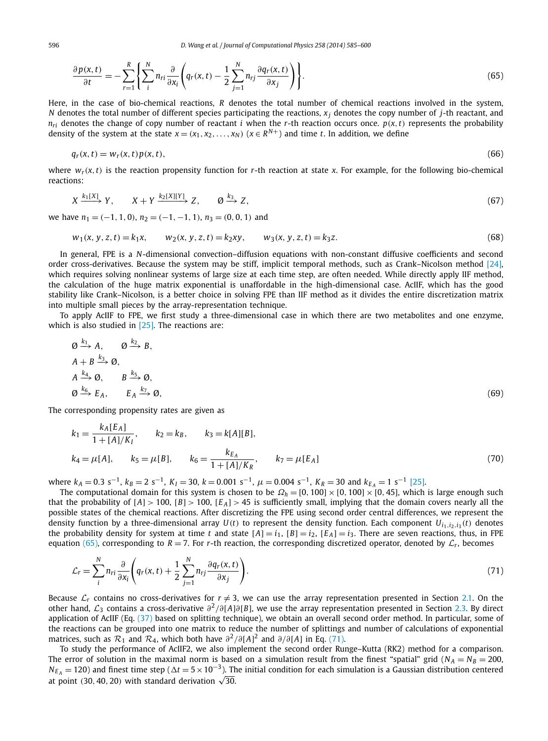$$\frac{\partial p(x,t)}{\partial t} = -\sum_{r=1}^{R}\left\{\sum_{i}^{N} n_{ri}\frac{\partial}{\partial x_i}\left(q_r(x,t) - \frac{1}{2}\sum_{j=1}^{N} n_{rj}\frac{\partial q_r(x,t)}{\partial x_j}\right)\right\}. \tag{65}$$

Here, in the case of bio-chemical reactions, $R$ denotes the total number of chemical reactions involved in the system, $N$ denotes the total number of different species participating the reactions, $x_j$ denotes the copy number of $j$-th reactant, and $n_{ri}$ denotes the change of copy number of reactant $i$ when the $r$-th reaction occurs once. $p(x,t)$ represents the probability density of the system at the state $x = (x_1, x_2, \dots, x_N)$ ($x \in R^{N+}$) and time $t$. In addition, we define

$$q_r(x,t) = w_r(x,t)p(x,t), \tag{66}$$

where $w_r(x,t)$ is the reaction propensity function for $r$-th reaction at state $x$. For example, for the following bio-chemical reactions:

$$X \xrightarrow{k_1[X]} Y, \qquad X + Y \xrightarrow{k_2[X][Y]} Z, \qquad \emptyset \xrightarrow{k_3} Z, \tag{67}$$

we have $n_1 = (-1, 1, 0)$, $n_2 = (-1, -1, 1)$, $n_3 = (0, 0, 1)$ and

$$w_1(x,y,z,t) = k_1 x, \qquad w_2(x,y,z,t) = k_2 xy, \qquad w_3(x,y,z,t) = k_3 z. \tag{68}$$

In general, FPE is a $N$-dimensional convection–diffusion equations with non-constant diffusive coefficients and second order cross-derivatives. Because the system may be stiff, implicit temporal methods, such as Crank–Nicolson method [24], which requires solving nonlinear systems of large size at each time step, are often needed. While directly apply IIF method, the calculation of the huge matrix exponential is unaffordable in the high-dimensional case. AcIIF, which has the good stability like Crank–Nicolson, is a better choice in solving FPE than IIF method as it divides the entire discretization matrix into multiple small pieces by the array-representation technique.

To apply AcIIF to FPE, we first study a three-dimensional case in which there are two metabolites and one enzyme, which is also studied in [25]. The reactions are:

$$\begin{aligned}
&\emptyset \xrightarrow{k_1} A, \qquad \emptyset \xrightarrow{k_2} B,\\
&A + B \xrightarrow{k_3} \emptyset,\\
&A \xrightarrow{k_4} \emptyset, \qquad B \xrightarrow{k_5} \emptyset,\\
&\emptyset \xrightarrow{k_6} E_A, \qquad E_A \xrightarrow{k_7} \emptyset,
\end{aligned} \tag{69}$$

The corresponding propensity rates are given as

$$\begin{aligned}
&k_1 = \frac{k_A[E_A]}{1 + [A]/K_I}, \qquad k_2 = k_B, \qquad k_3 = k[A][B],\\
&k_4 = \mu[A], \qquad k_5 = \mu[B], \qquad k_6 = \frac{k_{E_A}}{1 + [A]/K_R}, \qquad k_7 = \mu[E_A]
\end{aligned} \tag{70}$$

where $k_A = 0.3\ \text{s}^{-1}$, $k_B = 2\ \text{s}^{-1}$, $K_I = 30$, $k = 0.001\ \text{s}^{-1}$, $\mu = 0.004\ \text{s}^{-1}$, $K_R = 30$ and $k_{E_A} = 1\ \text{s}^{-1}$ [25].

The computational domain for this system is chosen to be $\Omega_h = [0,100] \times [0,100] \times [0,45]$, which is large enough such that the probability of $[A] > 100$, $[B] > 100$, $[E_A] > 45$ is sufficiently small, implying that the domain covers nearly all the possible states of the chemical reactions. After discretizing the FPE using second order central differences, we represent the density function by a three-dimensional array $U(t)$ to represent the density function. Each component $U_{i_1,i_2,i_3}(t)$ denotes the probability density for system at time $t$ and state $[A] = i_1$, $[B] = i_2$, $[E_A] = i_3$. There are seven reactions, thus, in FPE equation (65), corresponding to $R = 7$. For $r$-th reaction, the corresponding discretized operator, denoted by $\mathcal{L}_r$, becomes

$$\mathcal{L}_r = \sum_{i}^{N} n_{ri}\frac{\partial}{\partial x_i}\left(q_r(x,t) + \frac{1}{2}\sum_{j=1}^{N} n_{rj}\frac{\partial q_r(x,t)}{\partial x_j}\right). \tag{71}$$

Because $\mathcal{L}_r$ contains no cross-derivatives for $r \neq 3$, we can use the array representation presented in Section 2.1. On the other hand, $\mathcal{L}_3$ contains a cross-derivative $\partial^2/\partial[A]\partial[B]$, we use the array representation presented in Section 2.3. By direct application of AcIIF (Eq. (37) based on splitting technique), we obtain an overall second order method. In particular, some of the reactions can be grouped into one matrix to reduce the number of splittings and number of calculations of exponential matrices, such as $\mathcal{R}_1$ and $\mathcal{R}_4$, which both have $\partial^2/\partial[A]^2$ and $\partial/\partial[A]$ in Eq. (71).

To study the performance of AcIIF2, we also implement the second order Runge–Kutta (RK2) method for a comparison. The error of solution in the maximal norm is based on a simulation result from the finest "spatial" grid ($N_A = N_B = 200$, $N_{E_A} = 120$) and finest time step ($\Delta t = 5 \times 10^{-3}$). The initial condition for each simulation is a Gaussian distribution centered at point $(30, 40, 20)$ with standard derivation $\sqrt{30}$.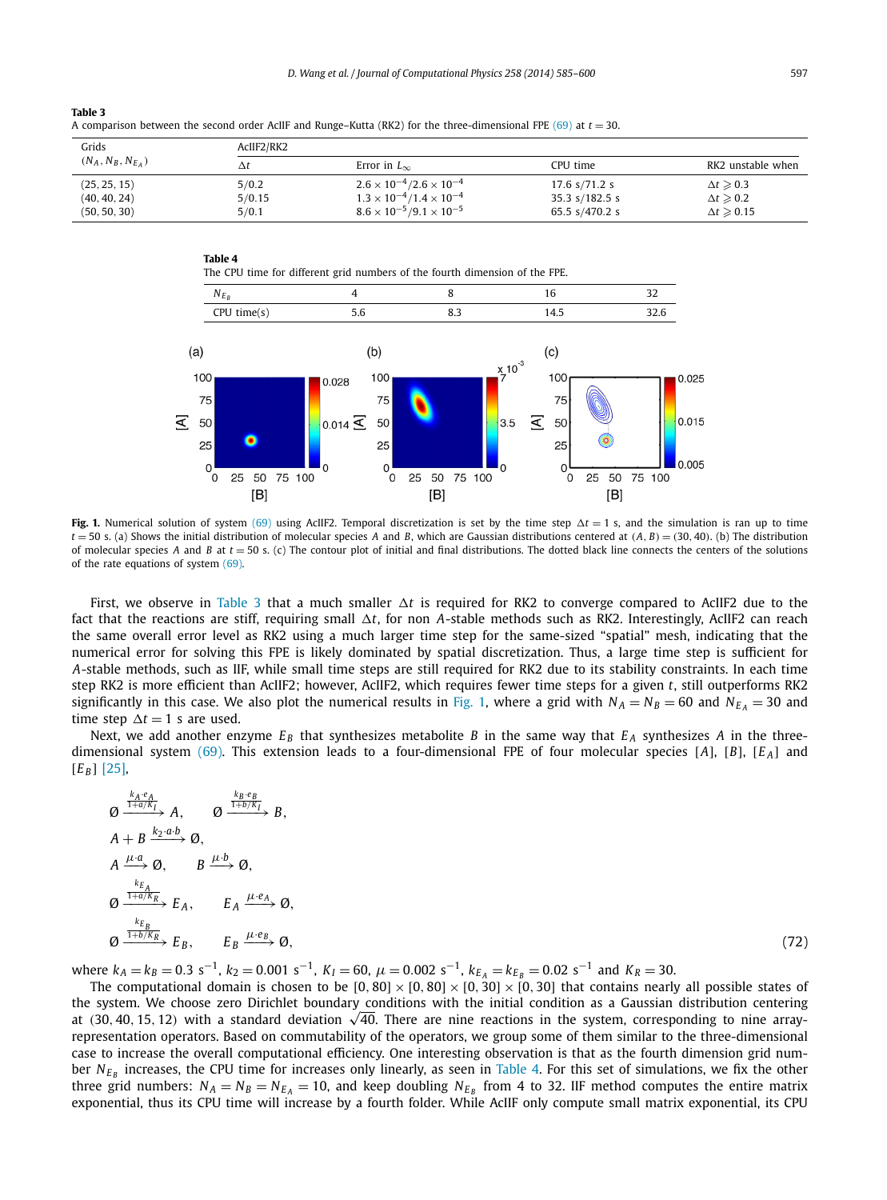**Table 3**
A comparison between the second order AcIIF and Runge–Kutta (RK2) for the three-dimensional FPE (69) at $t = 30$.

| Grids $(N_A, N_B, N_{E_A})$ | AcIIF2/RK2 | | | |
|---|---|---|---|---|
| | $\Delta t$ | Error in $L_\infty$ | CPU time | RK2 unstable when |
| (25, 25, 15) | 5/0.2 | $2.6 \times 10^{-4}/2.6 \times 10^{-4}$ | 17.6 s/71.2 s | $\Delta t \geqslant 0.3$ |
| (40, 40, 24) | 5/0.15 | $1.3 \times 10^{-4}/1.4 \times 10^{-4}$ | 35.3 s/182.5 s | $\Delta t \geqslant 0.2$ |
| (50, 50, 30) | 5/0.1 | $8.6 \times 10^{-5}/9.1 \times 10^{-5}$ | 65.5 s/470.2 s | $\Delta t \geqslant 0.15$ |

**Table 4**
The CPU time for different grid numbers of the fourth dimension of the FPE.

| $N_{E_B}$ | 4 | 8 | 16 | 32 |
|---|---|---|---|---|
| CPU time(s) | 5.6 | 8.3 | 14.5 | 32.6 |

**Fig. 1.** Numerical solution of system (69) using AcIIF2. Temporal discretization is set by the time step $\Delta t = 1$ s, and the simulation is ran up to time $t = 50$ s. (a) Shows the initial distribution of molecular species $A$ and $B$, which are Gaussian distributions centered at $(A, B) = (30, 40)$. (b) The distribution of molecular species $A$ and $B$ at $t = 50$ s. (c) The contour plot of initial and final distributions. The dotted black line connects the centers of the solutions of the rate equations of system (69).

First, we observe in Table 3 that a much smaller $\Delta t$ is required for RK2 to converge compared to AcIIF2 due to the fact that the reactions are stiff, requiring small $\Delta t$, for non $A$-stable methods such as RK2. Interestingly, AcIIF2 can reach the same overall error level as RK2 using a much larger time step for the same-sized "spatial" mesh, indicating that the numerical error for solving this FPE is likely dominated by spatial discretization. Thus, a large time step is sufficient for $A$-stable methods, such as IIF, while small time steps are still required for RK2 due to its stability constraints. In each time step RK2 is more efficient than AcIIF2; however, AcIIF2, which requires fewer time steps for a given $t$, still outperforms RK2 significantly in this case. We also plot the numerical results in Fig. 1, where a grid with $N_A = N_B = 60$ and $N_{E_A} = 30$ and time step $\Delta t = 1$ s are used.

Next, we add another enzyme $E_B$ that synthesizes metabolite $B$ in the same way that $E_A$ synthesizes $A$ in the three-dimensional system (69). This extension leads to a four-dimensional FPE of four molecular species $[A]$, $[B]$, $[E_A]$ and $[E_B]$ [25],

$$
\begin{aligned}
&\emptyset \xrightarrow{\frac{k_A \cdot e_A}{1+a/K_I}} A, \qquad \emptyset \xrightarrow{\frac{k_B \cdot e_B}{1+b/K_I}} B,\\
&A + B \xrightarrow{k_2 \cdot a \cdot b} \emptyset,\\
&A \xrightarrow{\mu \cdot a} \emptyset, \qquad B \xrightarrow{\mu \cdot b} \emptyset,\\
&\emptyset \xrightarrow{\frac{k_{E_A}}{1+a/K_R}} E_A, \qquad E_A \xrightarrow{\mu \cdot e_A} \emptyset,\\
&\emptyset \xrightarrow{\frac{k_{E_B}}{1+b/K_R}} E_B, \qquad E_B \xrightarrow{\mu \cdot e_B} \emptyset,
\end{aligned}
\tag{72}
$$

where $k_A = k_B = 0.3\ \text{s}^{-1}$, $k_2 = 0.001\ \text{s}^{-1}$, $K_I = 60$, $\mu = 0.002\ \text{s}^{-1}$, $k_{E_A} = k_{E_B} = 0.02\ \text{s}^{-1}$ and $K_R = 30$.

The computational domain is chosen to be $[0, 80] \times [0, 80] \times [0, 30] \times [0, 30]$ that contains nearly all possible states of the system. We choose zero Dirichlet boundary conditions with the initial condition as a Gaussian distribution centering at $(30, 40, 15, 12)$ with a standard deviation $\sqrt{40}$. There are nine reactions in the system, corresponding to nine array-representation operators. Based on commutability of the operators, we group some of them similar to the three-dimensional case to increase the overall computational efficiency. One interesting observation is that as the fourth dimension grid number $N_{E_B}$ increases, the CPU time for increases only linearly, as seen in Table 4. For this set of simulations, we fix the other three grid numbers: $N_A = N_B = N_{E_A} = 10$, and keep doubling $N_{E_B}$ from 4 to 32. IIF method computes the entire matrix exponential, thus its CPU time will increase by a fourth folder. While AcIIF only compute small matrix exponential, its CPU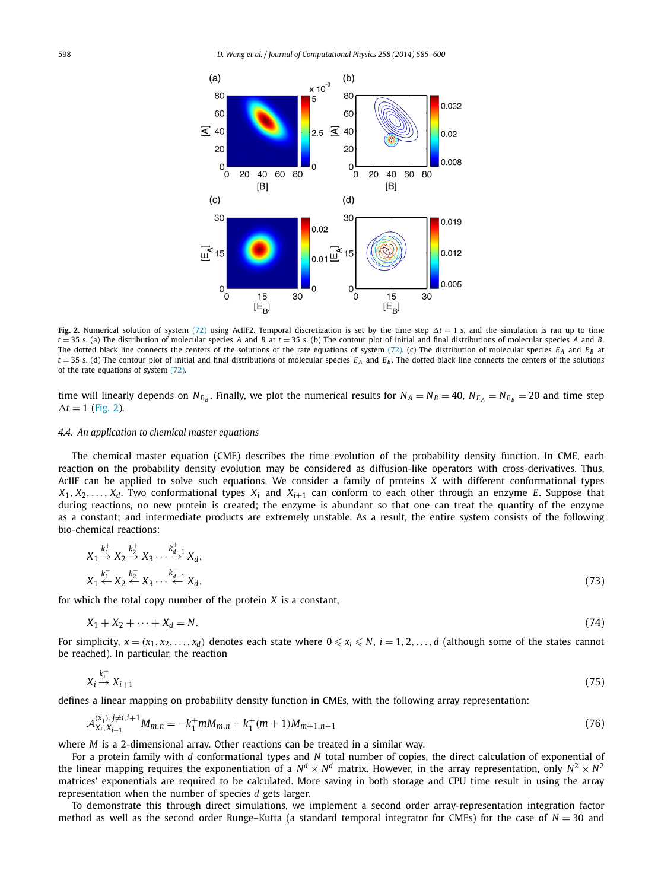**Fig. 2.** Numerical solution of system (72) using AcIIF2. Temporal discretization is set by the time step $\Delta t = 1$ s, and the simulation is ran up to time $t = 35$ s. (a) The distribution of molecular species $A$ and $B$ at $t = 35$ s. (b) The contour plot of initial and final distributions of molecular species $A$ and $B$. The dotted black line connects the centers of the solutions of the rate equations of system (72). (c) The distribution of molecular species $E_A$ and $E_B$ at $t = 35$ s. (d) The contour plot of initial and final distributions of molecular species $E_A$ and $E_B$. The dotted black line connects the centers of the solutions of the rate equations of system (72).

time will linearly depends on $N_{E_B}$. Finally, we plot the numerical results for $N_A = N_B = 40$, $N_{E_A} = N_{E_B} = 20$ and time step $\Delta t = 1$ (Fig. 2).

### 4.4. An application to chemical master equations

The chemical master equation (CME) describes the time evolution of the probability density function. In CME, each reaction on the probability density evolution may be considered as diffusion-like operators with cross-derivatives. Thus, AcIIF can be applied to solve such equations. We consider a family of proteins $X$ with different conformational types $X_1, X_2, \ldots, X_d$. Two conformational types $X_i$ and $X_{i+1}$ can conform to each other through an enzyme $E$. Suppose that during reactions, no new protein is created; the enzyme is abundant so that one can treat the quantity of the enzyme as a constant; and intermediate products are extremely unstable. As a result, the entire system consists of the following bio-chemical reactions:

$$
\begin{aligned}
&X_1 \overset{k_1^+}{\rightarrow} X_2 \overset{k_2^+}{\rightarrow} X_3 \cdots \overset{k_{d-1}^+}{\rightarrow} X_d, \\
&X_1 \overset{k_1^-}{\leftarrow} X_2 \overset{k_2^-}{\leftarrow} X_3 \cdots \overset{k_{d-1}^-}{\leftarrow} X_d,
\end{aligned}
\tag{73}
$$

for which the total copy number of the protein $X$ is a constant,

$$
X_1 + X_2 + \cdots + X_d = N. \tag{74}
$$

For simplicity, $x = (x_1, x_2, \ldots, x_d)$ denotes each state where $0 \leqslant x_i \leqslant N$, $i = 1, 2, \ldots, d$ (although some of the states cannot be reached). In particular, the reaction

$$
X_i \overset{k_i^+}{\rightarrow} X_{i+1} \tag{75}
$$

defines a linear mapping on probability density function in CMEs, with the following array representation:

$$
\mathcal{A}_{X_i, X_{i+1}}^{(x_j), j \neq i, i+1} M_{m,n} = -k_1^+ m M_{m,n} + k_1^+ (m+1) M_{m+1,n-1} \tag{76}
$$

where $M$ is a 2-dimensional array. Other reactions can be treated in a similar way.

For a protein family with $d$ conformational types and $N$ total number of copies, the direct calculation of exponential of the linear mapping requires the exponentiation of a $N^d \times N^d$ matrix. However, in the array representation, only $N^2 \times N^2$ matrices' exponentials are required to be calculated. More saving in both storage and CPU time result in using the array representation when the number of species $d$ gets larger.

To demonstrate this through direct simulations, we implement a second order array-representation integration factor method as well as the second order Runge–Kutta (a standard temporal integrator for CMEs) for the case of $N = 30$ and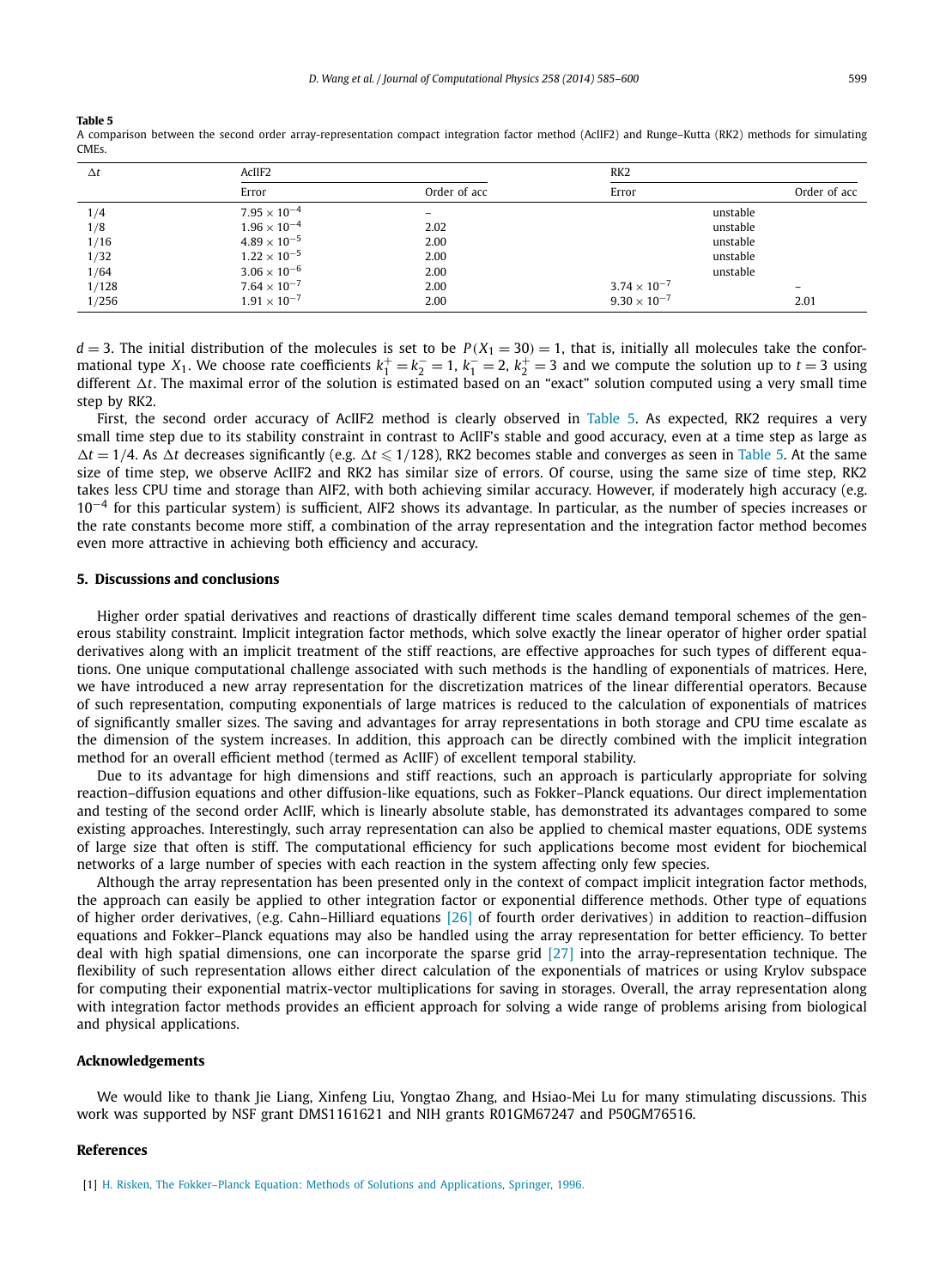**Table 5**
A comparison between the second order array-representation compact integration factor method (AcIIF2) and Runge–Kutta (RK2) methods for simulating CMEs.

| $\Delta t$ | AcIIF2 | | RK2 | |
|---|---|---|---|---|
| | Error | Order of acc | Error | Order of acc |
| 1/4 | $7.95 \times 10^{-4}$ | – | unstable | |
| 1/8 | $1.96 \times 10^{-4}$ | 2.02 | unstable | |
| 1/16 | $4.89 \times 10^{-5}$ | 2.00 | unstable | |
| 1/32 | $1.22 \times 10^{-5}$ | 2.00 | unstable | |
| 1/64 | $3.06 \times 10^{-6}$ | 2.00 | unstable | |
| 1/128 | $7.64 \times 10^{-7}$ | 2.00 | $3.74 \times 10^{-7}$ | – |
| 1/256 | $1.91 \times 10^{-7}$ | 2.00 | $9.30 \times 10^{-7}$ | 2.01 |

$d = 3$. The initial distribution of the molecules is set to be $P(X_1 = 30) = 1$, that is, initially all molecules take the conformational type $X_1$. We choose rate coefficients $k_1^+ = k_2^- = 1$, $k_1^- = 2$, $k_2^+ = 3$ and we compute the solution up to $t = 3$ using different $\Delta t$. The maximal error of the solution is estimated based on an "exact" solution computed using a very small time step by RK2.

First, the second order accuracy of AcIIF2 method is clearly observed in Table 5. As expected, RK2 requires a very small time step due to its stability constraint in contrast to AcIIF's stable and good accuracy, even at a time step as large as $\Delta t = 1/4$. As $\Delta t$ decreases significantly (e.g. $\Delta t \leqslant 1/128$), RK2 becomes stable and converges as seen in Table 5. At the same size of time step, we observe AcIIF2 and RK2 has similar size of errors. Of course, using the same size of time step, RK2 takes less CPU time and storage than AIF2, with both achieving similar accuracy. However, if moderately high accuracy (e.g. $10^{-4}$ for this particular system) is sufficient, AIF2 shows its advantage. In particular, as the number of species increases or the rate constants become more stiff, a combination of the array representation and the integration factor method becomes even more attractive in achieving both efficiency and accuracy.

## 5. Discussions and conclusions

Higher order spatial derivatives and reactions of drastically different time scales demand temporal schemes of the generous stability constraint. Implicit integration factor methods, which solve exactly the linear operator of higher order spatial derivatives along with an implicit treatment of the stiff reactions, are effective approaches for such types of different equations. One unique computational challenge associated with such methods is the handling of exponentials of matrices. Here, we have introduced a new array representation for the discretization matrices of the linear differential operators. Because of such representation, computing exponentials of large matrices is reduced to the calculation of exponentials of matrices of significantly smaller sizes. The saving and advantages for array representations in both storage and CPU time escalate as the dimension of the system increases. In addition, this approach can be directly combined with the implicit integration method for an overall efficient method (termed as AcIIF) of excellent temporal stability.

Due to its advantage for high dimensions and stiff reactions, such an approach is particularly appropriate for solving reaction–diffusion equations and other diffusion-like equations, such as Fokker–Planck equations. Our direct implementation and testing of the second order AcIIF, which is linearly absolute stable, has demonstrated its advantages compared to some existing approaches. Interestingly, such array representation can also be applied to chemical master equations, ODE systems of large size that often is stiff. The computational efficiency for such applications become most evident for biochemical networks of a large number of species with each reaction in the system affecting only few species.

Although the array representation has been presented only in the context of compact implicit integration factor methods, the approach can easily be applied to other integration factor or exponential difference methods. Other type of equations of higher order derivatives, (e.g. Cahn–Hilliard equations [26] of fourth order derivatives) in addition to reaction–diffusion equations and Fokker–Planck equations may also be handled using the array representation for better efficiency. To better deal with high spatial dimensions, one can incorporate the sparse grid [27] into the array-representation technique. The flexibility of such representation allows either direct calculation of the exponentials of matrices or using Krylov subspace for computing their exponential matrix-vector multiplications for saving in storages. Overall, the array representation along with integration factor methods provides an efficient approach for solving a wide range of problems arising from biological and physical applications.

## Acknowledgements

We would like to thank Jie Liang, Xinfeng Liu, Yongtao Zhang, and Hsiao-Mei Lu for many stimulating discussions. This work was supported by NSF grant DMS1161621 and NIH grants R01GM67247 and P50GM76516.

## References

[1] H. Risken, The Fokker–Planck Equation: Methods of Solutions and Applications, Springer, 1996.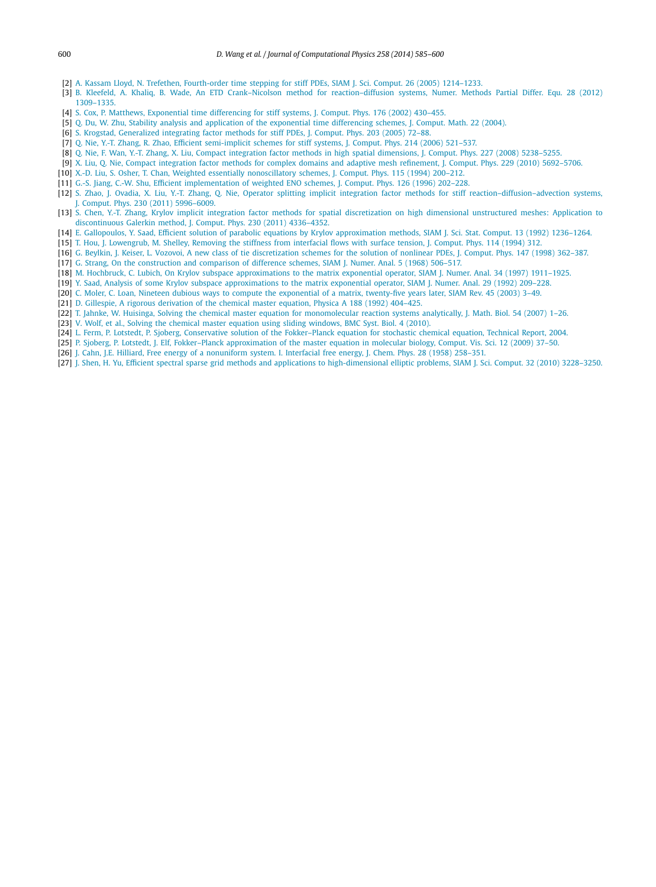[2] A. Kassam Lloyd, N. Trefethen, Fourth-order time stepping for stiff PDEs, SIAM J. Sci. Comput. 26 (2005) 1214–1233.

[3] B. Kleefeld, A. Khaliq, B. Wade, An ETD Crank–Nicolson method for reaction–diffusion systems, Numer. Methods Partial Differ. Equ. 28 (2012) 1309–1335.

[4] S. Cox, P. Matthews, Exponential time differencing for stiff systems, J. Comput. Phys. 176 (2002) 430–455.

[5] Q. Du, W. Zhu, Stability analysis and application of the exponential time differencing schemes, J. Comput. Math. 22 (2004).

[6] S. Krogstad, Generalized integrating factor methods for stiff PDEs, J. Comput. Phys. 203 (2005) 72–88.

[7] Q. Nie, Y.-T. Zhang, R. Zhao, Efficient semi-implicit schemes for stiff systems, J. Comput. Phys. 214 (2006) 521–537.

[8] Q. Nie, F. Wan, Y.-T. Zhang, X. Liu, Compact integration factor methods in high spatial dimensions, J. Comput. Phys. 227 (2008) 5238–5255.

[9] X. Liu, Q. Nie, Compact integration factor methods for complex domains and adaptive mesh refinement, J. Comput. Phys. 229 (2010) 5692–5706.

[10] X.-D. Liu, S. Osher, T. Chan, Weighted essentially nonoscillatory schemes, J. Comput. Phys. 115 (1994) 200–212.

[11] G.-S. Jiang, C.-W. Shu, Efficient implementation of weighted ENO schemes, J. Comput. Phys. 126 (1996) 202–228.

[12] S. Zhao, J. Ovadia, X. Liu, Y.-T. Zhang, Q. Nie, Operator splitting implicit integration factor methods for stiff reaction–diffusion–advection systems, J. Comput. Phys. 230 (2011) 5996–6009.

[13] S. Chen, Y.-T. Zhang, Krylov implicit integration factor methods for spatial discretization on high dimensional unstructured meshes: Application to discontinuous Galerkin method, J. Comput. Phys. 230 (2011) 4336–4352.

[14] E. Gallopoulos, Y. Saad, Efficient solution of parabolic equations by Krylov approximation methods, SIAM J. Sci. Stat. Comput. 13 (1992) 1236–1264.

[15] T. Hou, J. Lowengrub, M. Shelley, Removing the stiffness from interfacial flows with surface tension, J. Comput. Phys. 114 (1994) 312.

[16] G. Beylkin, J. Keiser, L. Vozovoi, A new class of tie discretization schemes for the solution of nonlinear PDEs, J. Comput. Phys. 147 (1998) 362–387.

[17] G. Strang, On the construction and comparison of difference schemes, SIAM J. Numer. Anal. 5 (1968) 506–517.

[18] M. Hochbruck, C. Lubich, On Krylov subspace approximations to the matrix exponential operator, SIAM J. Numer. Anal. 34 (1997) 1911–1925.

[19] Y. Saad, Analysis of some Krylov subspace approximations to the matrix exponential operator, SIAM J. Numer. Anal. 29 (1992) 209–228.

[20] C. Moler, C. Loan, Nineteen dubious ways to compute the exponential of a matrix, twenty-five years later, SIAM Rev. 45 (2003) 3–49.

[21] D. Gillespie, A rigorous derivation of the chemical master equation, Physica A 188 (1992) 404–425.

[22] T. Jahnke, W. Huisinga, Solving the chemical master equation for monomolecular reaction systems analytically, J. Math. Biol. 54 (2007) 1–26.

[23] V. Wolf, et al., Solving the chemical master equation using sliding windows, BMC Syst. Biol. 4 (2010).

[24] L. Ferm, P. Lotstedt, P. Sjoberg, Conservative solution of the Fokker–Planck equation for stochastic chemical equation, Technical Report, 2004.

[25] P. Sjoberg, P. Lotstedt, J. Elf, Fokker–Planck approximation of the master equation in molecular biology, Comput. Vis. Sci. 12 (2009) 37–50.

[26] J. Cahn, J.E. Hilliard, Free energy of a nonuniform system. I. Interfacial free energy, J. Chem. Phys. 28 (1958) 258–351.

[27] J. Shen, H. Yu, Efficient spectral sparse grid methods and applications to high-dimensional elliptic problems, SIAM J. Sci. Comput. 32 (2010) 3228–3250.